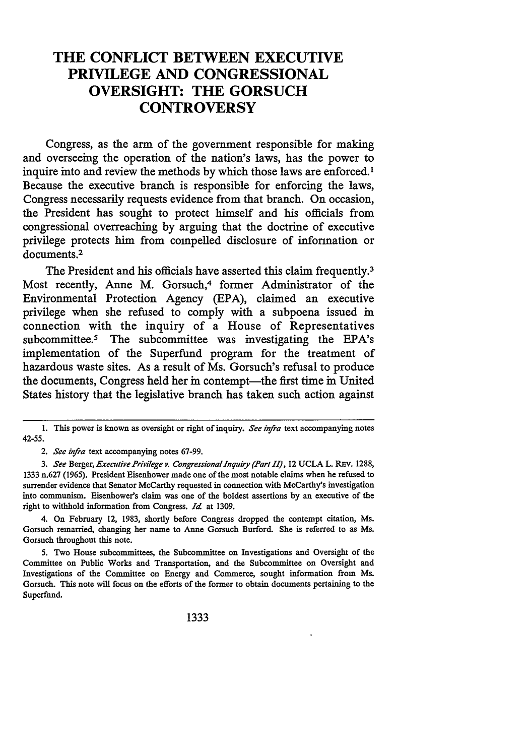# THE CONFLICT BETWEEN EXECUTIVE PRIVILEGE AND CONGRESSIONAL OVERSIGHT: THE GORSUCH CONTROVERSY

Congress, as the arm of the government responsible for making and overseeing the operation of the nation's laws, has the power to inquire into and review the methods by which those laws are enforced.[1] Because the executive branch is responsible for enforcing the laws, Congress necessarily requests evidence from that branch. On occasion, the President has sought to protect himself and his officials from congressional overreaching by arguing that the doctrine of executive privilege protects him from compelled disclosure of information or documents.[2]

The President and his officials have asserted this claim frequently.[3] Most recently, Anne M. Gorsuch,[4] former Administrator of the Environmental Protection Agency (EPA), claimed an executive privilege when she refused to comply with a subpoena issued in connection with the inquiry of a House of Representatives subcommittee.[5] The subcommittee was investigating the EPA's implementation of the Superfund program for the treatment of hazardous waste sites. As a result of Ms. Gorsuch's refusal to produce the documents, Congress held her in contempt—the first time in United States history that the legislative branch has taken such action against

---

1. This power is known as oversight or right of inquiry. *See infra* text accompanying notes 42-55.

2. *See infra* text accompanying notes 67-99.

3. *See* Berger, *Executive Privilege v. Congressional Inquiry (Part II)*, 12 UCLA L. REV. 1288, 1333 n.627 (1965). President Eisenhower made one of the most notable claims when he refused to surrender evidence that Senator McCarthy requested in connection with McCarthy's investigation into communism. Eisenhower's claim was one of the boldest assertions by an executive of the right to withhold information from Congress. *Id.* at 1309.

4. On February 12, 1983, shortly before Congress dropped the contempt citation, Ms. Gorsuch remarried, changing her name to Anne Gorsuch Burford. She is referred to as Ms. Gorsuch throughout this note.

5. Two House subcommittees, the Subcommittee on Investigations and Oversight of the Committee on Public Works and Transportation, and the Subcommittee on Oversight and Investigations of the Committee on Energy and Commerce, sought information from Ms. Gorsuch. This note will focus on the efforts of the former to obtain documents pertaining to the Superfund.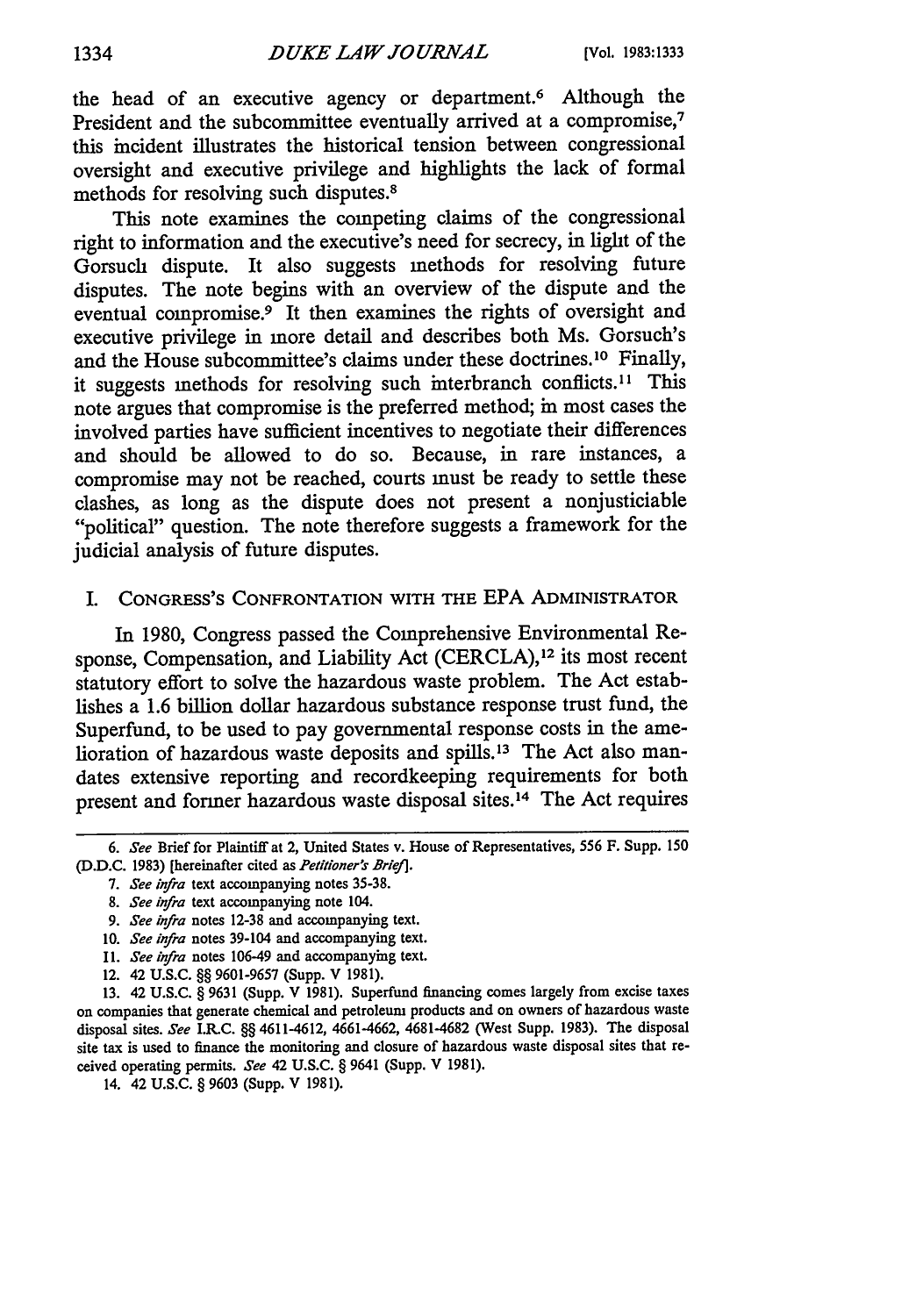the head of an executive agency or department.[6] Although the President and the subcommittee eventually arrived at a compromise,[7] this incident illustrates the historical tension between congressional oversight and executive privilege and highlights the lack of formal methods for resolving such disputes.[8]

This note examines the competing claims of the congressional right to information and the executive's need for secrecy, in light of the Gorsuch dispute. It also suggests methods for resolving future disputes. The note begins with an overview of the dispute and the eventual compromise.[9] It then examines the rights of oversight and executive privilege in more detail and describes both Ms. Gorsuch's and the House subcommittee's claims under these doctrines.[10] Finally, it suggests methods for resolving such interbranch conflicts.[11] This note argues that compromise is the preferred method; in most cases the involved parties have sufficient incentives to negotiate their differences and should be allowed to do so. Because, in rare instances, a compromise may not be reached, courts must be ready to settle these clashes, as long as the dispute does not present a nonjusticiable "political" question. The note therefore suggests a framework for the judicial analysis of future disputes.

## I. Congress's Confrontation with the EPA Administrator

In 1980, Congress passed the Comprehensive Environmental Response, Compensation, and Liability Act (CERCLA),[12] its most recent statutory effort to solve the hazardous waste problem. The Act establishes a 1.6 billion dollar hazardous substance response trust fund, the Superfund, to be used to pay governmental response costs in the amelioration of hazardous waste deposits and spills.[13] The Act also mandates extensive reporting and recordkeeping requirements for both present and former hazardous waste disposal sites.[14] The Act requires

---

6. *See* Brief for Plaintiff at 2, United States v. House of Representatives, 556 F. Supp. 150 (D.D.C. 1983) [hereinafter cited as *Petitioner's Brief*].

7. *See infra* text accompanying notes 35-38.

8. *See infra* text accompanying note 104.

9. *See infra* notes 12-38 and accompanying text.

10. *See infra* notes 39-104 and accompanying text.

11. *See infra* notes 106-49 and accompanying text.

12. 42 U.S.C. §§ 9601-9657 (Supp. V 1981).

13. 42 U.S.C. § 9631 (Supp. V 1981). Superfund financing comes largely from excise taxes on companies that generate chemical and petroleum products and on owners of hazardous waste disposal sites. *See* I.R.C. §§ 4611-4612, 4661-4662, 4681-4682 (West Supp. 1983). The disposal site tax is used to finance the monitoring and closure of hazardous waste disposal sites that received operating permits. *See* 42 U.S.C. § 9641 (Supp. V 1981).

14. 42 U.S.C. § 9603 (Supp. V 1981).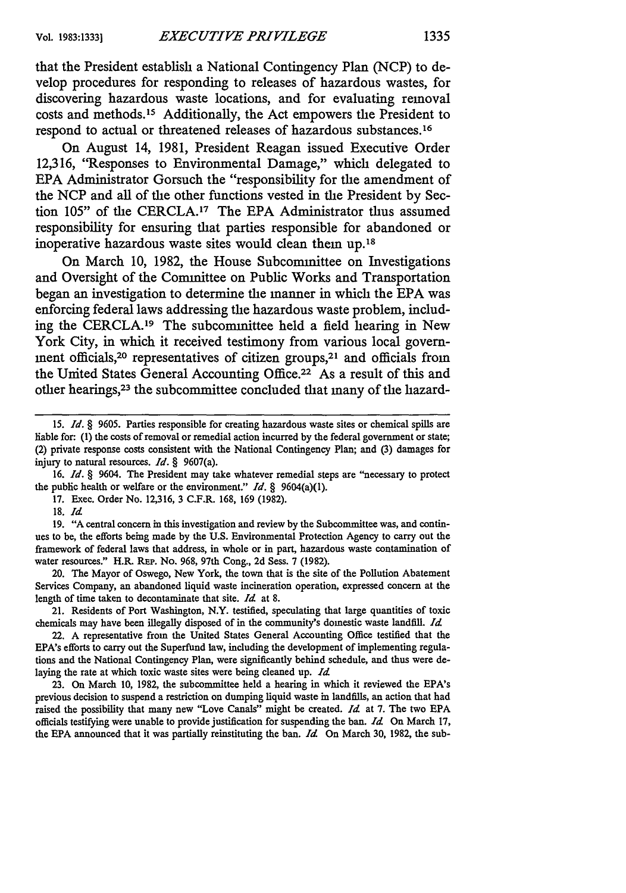that the President establish a National Contingency Plan (NCP) to develop procedures for responding to releases of hazardous wastes, for discovering hazardous waste locations, and for evaluating removal costs and methods.[15] Additionally, the Act empowers the President to respond to actual or threatened releases of hazardous substances.[16]

On August 14, 1981, President Reagan issued Executive Order 12,316, "Responses to Environmental Damage," which delegated to EPA Administrator Gorsuch the "responsibility for the amendment of the NCP and all of the other functions vested in the President by Section 105" of the CERCLA.[17] The EPA Administrator thus assumed responsibility for ensuring that parties responsible for abandoned or inoperative hazardous waste sites would clean them up.[18]

On March 10, 1982, the House Subcommittee on Investigations and Oversight of the Committee on Public Works and Transportation began an investigation to determine the manner in which the EPA was enforcing federal laws addressing the hazardous waste problem, including the CERCLA.[19] The subcommittee held a field hearing in New York City, in which it received testimony from various local government officials,[20] representatives of citizen groups,[21] and officials from the United States General Accounting Office.[22] As a result of this and other hearings,[23] the subcommittee concluded that many of the hazard-

---

15. *Id.* § 9605. Parties responsible for creating hazardous waste sites or chemical spills are liable for: (1) the costs of removal or remedial action incurred by the federal government or state; (2) private response costs consistent with the National Contingency Plan; and (3) damages for injury to natural resources. *Id.* § 9607(a).

16. *Id.* § 9604. The President may take whatever remedial steps are "necessary to protect the public health or welfare or the environment." *Id.* § 9604(a)(1).

17. Exec. Order No. 12,316, 3 C.F.R. 168, 169 (1982).

18. *Id.*

19. "A central concern in this investigation and review by the Subcommittee was, and continues to be, the efforts being made by the U.S. Environmental Protection Agency to carry out the framework of federal laws that address, in whole or in part, hazardous waste contamination of water resources." H.R. REP. No. 968, 97th Cong., 2d Sess. 7 (1982).

20. The Mayor of Oswego, New York, the town that is the site of the Pollution Abatement Services Company, an abandoned liquid waste incineration operation, expressed concern at the length of time taken to decontaminate that site. *Id.* at 8.

21. Residents of Port Washington, N.Y. testified, speculating that large quantities of toxic chemicals may have been illegally disposed of in the community's domestic waste landfill. *Id.*

22. A representative from the United States General Accounting Office testified that the EPA's efforts to carry out the Superfund law, including the development of implementing regulations and the National Contingency Plan, were significantly behind schedule, and thus were delaying the rate at which toxic waste sites were being cleaned up. *Id.*

23. On March 10, 1982, the subcommittee held a hearing in which it reviewed the EPA's previous decision to suspend a restriction on dumping liquid waste in landfills, an action that had raised the possibility that many new "Love Canals" might be created. *Id.* at 7. The two EPA officials testifying were unable to provide justification for suspending the ban. *Id.* On March 17, the EPA announced that it was partially reinstituting the ban. *Id.* On March 30, 1982, the sub-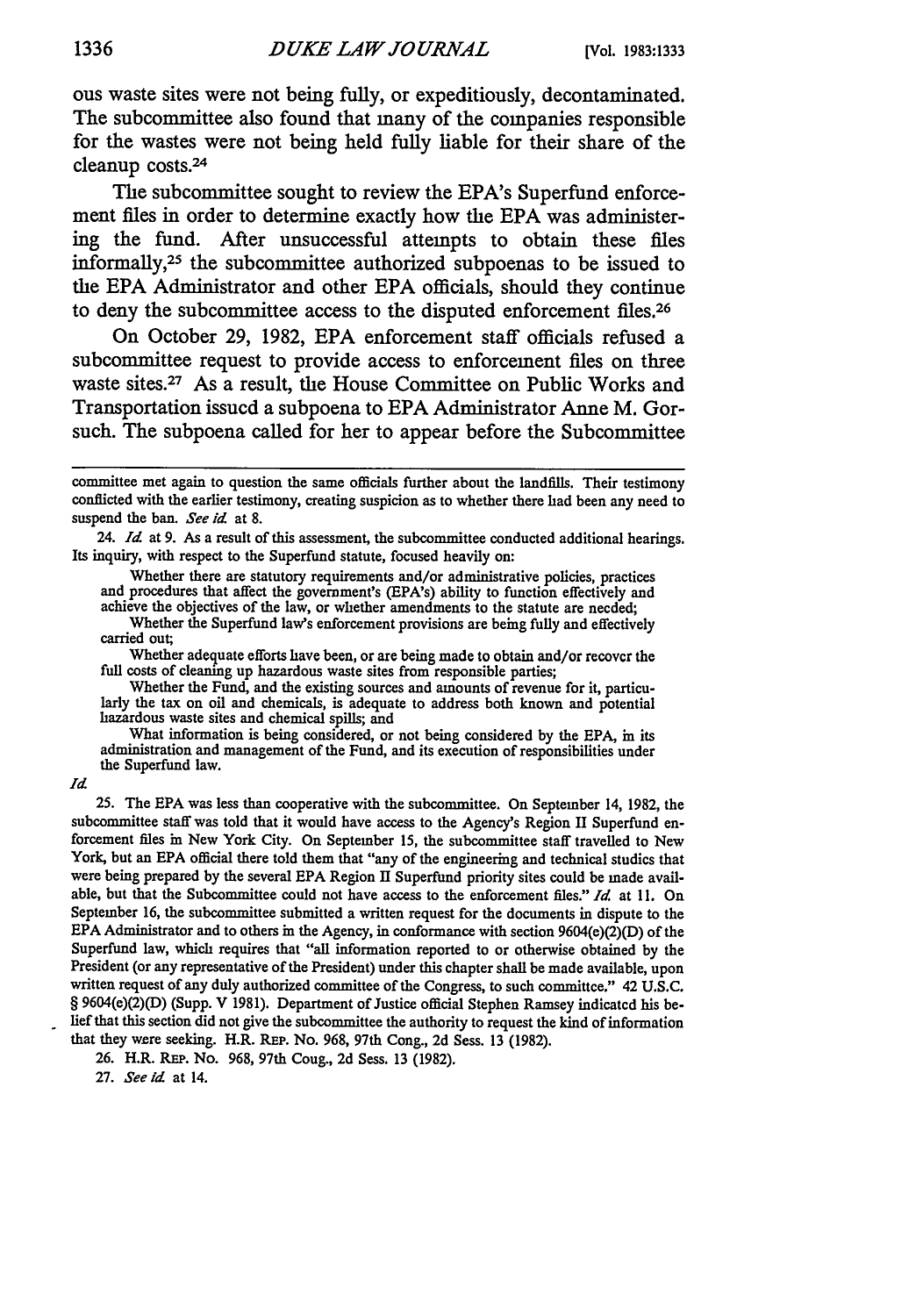ous waste sites were not being fully, or expeditiously, decontaminated. The subcommittee also found that many of the companies responsible for the wastes were not being held fully liable for their share of the cleanup costs.[24]

The subcommittee sought to review the EPA's Superfund enforcement files in order to determine exactly how the EPA was administering the fund. After unsuccessful attempts to obtain these files informally,[25] the subcommittee authorized subpoenas to be issued to the EPA Administrator and other EPA officials, should they continue to deny the subcommittee access to the disputed enforcement files.[26]

On October 29, 1982, EPA enforcement staff officials refused a subcommittee request to provide access to enforcement files on three waste sites.[27] As a result, the House Committee on Public Works and Transportation issued a subpoena to EPA Administrator Anne M. Gorsuch. The subpoena called for her to appear before the Subcommittee

---

committee met again to question the same officials further about the landfills. Their testimony conflicted with the earlier testimony, creating suspicion as to whether there had been any need to suspend the ban. *See id.* at 8.

24. *Id.* at 9. As a result of this assessment, the subcommittee conducted additional hearings. Its inquiry, with respect to the Superfund statute, focused heavily on:

> Whether there are statutory requirements and/or administrative policies, practices and procedures that affect the government's (EPA's) ability to function effectively and achieve the objectives of the law, or whether amendments to the statute are needed;
>
> Whether the Superfund law's enforcement provisions are being fully and effectively carried out;
>
> Whether adequate efforts have been, or are being made to obtain and/or recover the full costs of cleaning up hazardous waste sites from responsible parties;
>
> Whether the Fund, and the existing sources and amounts of revenue for it, particularly the tax on oil and chemicals, is adequate to address both known and potential hazardous waste sites and chemical spills; and
>
> What information is being considered, or not being considered by the EPA, in its administration and management of the Fund, and its execution of responsibilities under the Superfund law.

*Id.*

25. The EPA was less than cooperative with the subcommittee. On September 14, 1982, the subcommittee staff was told that it would have access to the Agency's Region II Superfund enforcement files in New York City. On September 15, the subcommittee staff travelled to New York, but an EPA official there told them that "any of the engineering and technical studies that were being prepared by the several EPA Region II Superfund priority sites could be made available, but that the Subcommittee could not have access to the enforcement files." *Id.* at 11. On September 16, the subcommittee submitted a written request for the documents in dispute to the EPA Administrator and to others in the Agency, in conformance with section 9604(e)(2)(D) of the Superfund law, which requires that "all information reported to or otherwise obtained by the President (or any representative of the President) under this chapter shall be made available, upon written request of any duly authorized committee of the Congress, to such committee." 42 U.S.C. § 9604(e)(2)(D) (Supp. V 1981). Department of Justice official Stephen Ramsey indicated his belief that this section did not give the subcommittee the authority to request the kind of information that they were seeking. H.R. REP. No. 968, 97th Cong., 2d Sess. 13 (1982).

26. H.R. REP. No. 968, 97th Cong., 2d Sess. 13 (1982).

27. *See id.* at 14.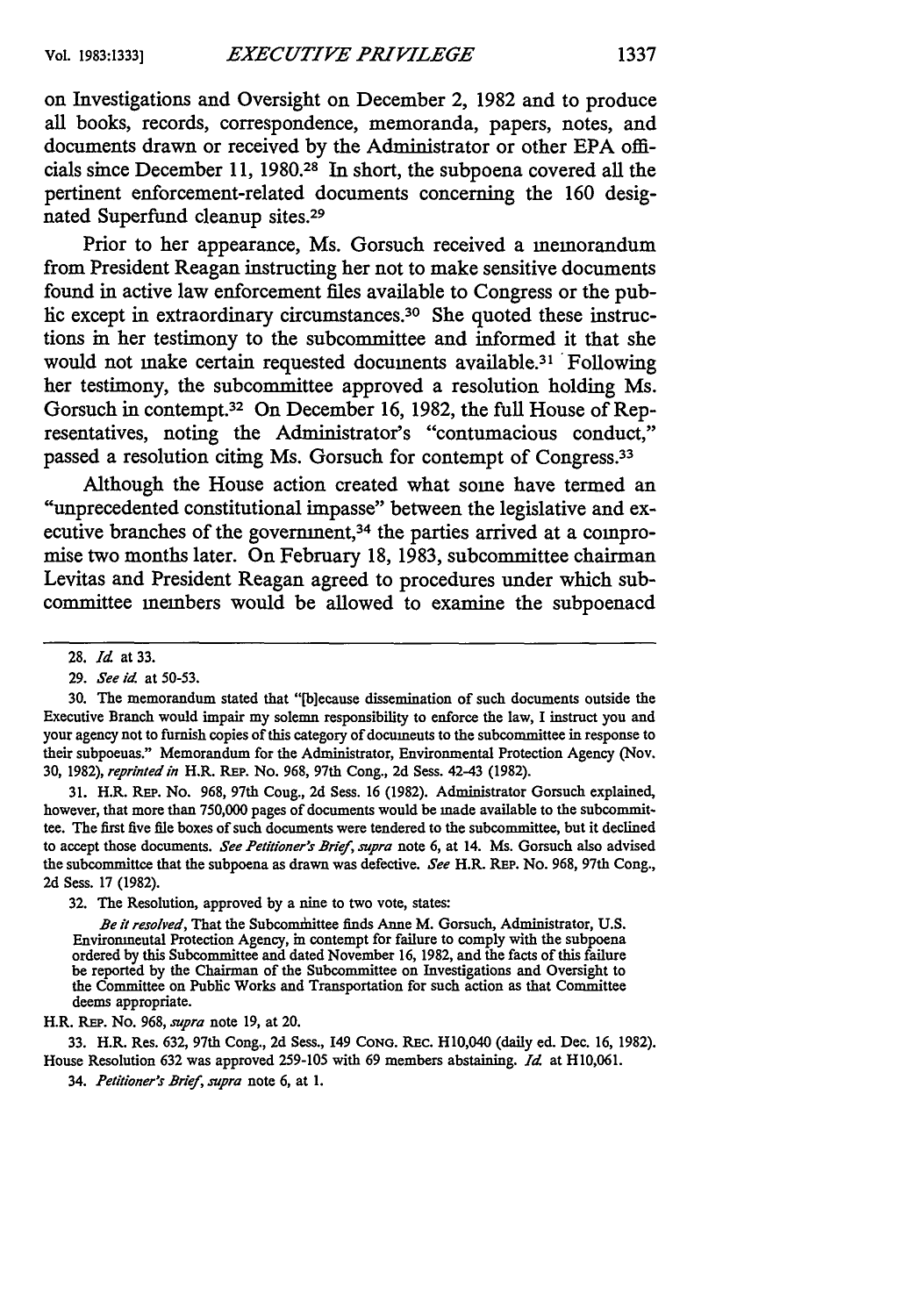on Investigations and Oversight on December 2, 1982 and to produce all books, records, correspondence, memoranda, papers, notes, and documents drawn or received by the Administrator or other EPA officials since December 11, 1980.[28] In short, the subpoena covered all the pertinent enforcement-related documents concerning the 160 designated Superfund cleanup sites.[29]

Prior to her appearance, Ms. Gorsuch received a memorandum from President Reagan instructing her not to make sensitive documents found in active law enforcement files available to Congress or the public except in extraordinary circumstances.[30] She quoted these instructions in her testimony to the subcommittee and informed it that she would not make certain requested documents available.[31] Following her testimony, the subcommittee approved a resolution holding Ms. Gorsuch in contempt.[32] On December 16, 1982, the full House of Representatives, noting the Administrator's "contumacious conduct," passed a resolution citing Ms. Gorsuch for contempt of Congress.[33]

Although the House action created what some have termed an "unprecedented constitutional impasse" between the legislative and executive branches of the government,[34] the parties arrived at a compromise two months later. On February 18, 1983, subcommittee chairman Levitas and President Reagan agreed to procedures under which subcommittee members would be allowed to examine the subpoenaed

---

28. *Id.* at 33.

29. *See id.* at 50-53.

30. The memorandum stated that "[b]ecause dissemination of such documents outside the Executive Branch would impair my solemn responsibility to enforce the law, I instruct you and your agency not to furnish copies of this category of documents to the subcommittee in response to their subpoenas." Memorandum for the Administrator, Environmental Protection Agency (Nov. 30, 1982), *reprinted in* H.R. REP. No. 968, 97th Cong., 2d Sess. 42-43 (1982).

31. H.R. REP. No. 968, 97th Cong., 2d Sess. 16 (1982). Administrator Gorsuch explained, however, that more than 750,000 pages of documents would be made available to the subcommittee. The first five file boxes of such documents were tendered to the subcommittee, but it declined to accept those documents. *See Petitioner's Brief*, *supra* note 6, at 14. Ms. Gorsuch also advised the subcommittee that the subpoena as drawn was defective. *See* H.R. REP. No. 968, 97th Cong., 2d Sess. 17 (1982).

32. The Resolution, approved by a nine to two vote, states:

> *Be it resolved*, That the Subcommittee finds Anne M. Gorsuch, Administrator, U.S. Environmental Protection Agency, in contempt for failure to comply with the subpoena ordered by this Subcommittee and dated November 16, 1982, and the facts of this failure be reported by the Chairman of the Subcommittee on Investigations and Oversight to the Committee on Public Works and Transportation for such action as that Committee deems appropriate.

H.R. REP. No. 968, *supra* note 19, at 20.

33. H.R. Res. 632, 97th Cong., 2d Sess., 149 CONG. REC. H10,040 (daily ed. Dec. 16, 1982). House Resolution 632 was approved 259-105 with 69 members abstaining. *Id.* at H10,061.

34. *Petitioner's Brief*, *supra* note 6, at 1.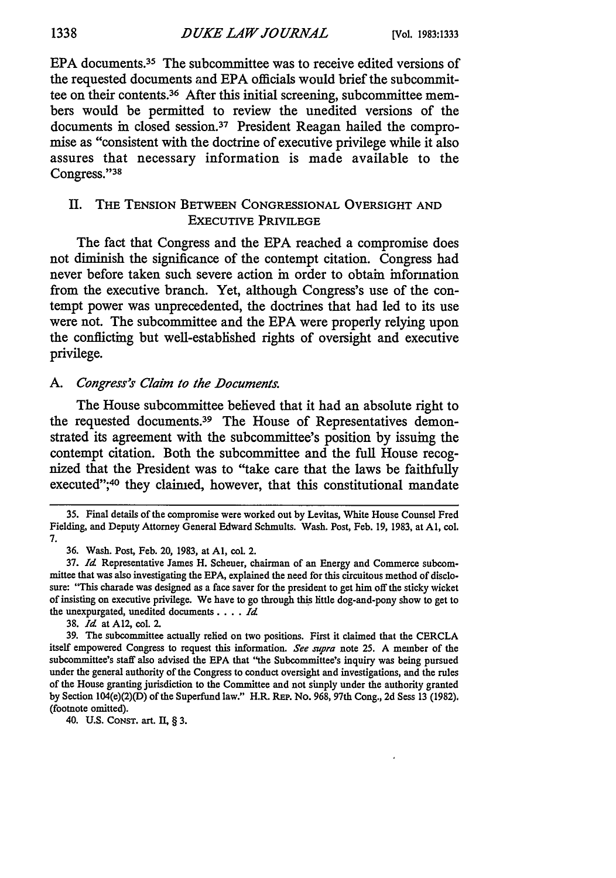EPA documents.[35] The subcommittee was to receive edited versions of the requested documents and EPA officials would brief the subcommittee on their contents.[36] After this initial screening, subcommittee members would be permitted to review the unedited versions of the documents in closed session.[37] President Reagan hailed the compromise as "consistent with the doctrine of executive privilege while it also assures that necessary information is made available to the Congress."[38]

## II. The Tension Between Congressional Oversight and Executive Privilege

The fact that Congress and the EPA reached a compromise does not diminish the significance of the contempt citation. Congress had never before taken such severe action in order to obtain information from the executive branch. Yet, although Congress's use of the contempt power was unprecedented, the doctrines that had led to its use were not. The subcommittee and the EPA were properly relying upon the conflicting but well-established rights of oversight and executive privilege.

### A. *Congress's Claim to the Documents.*

The House subcommittee believed that it had an absolute right to the requested documents.[39] The House of Representatives demonstrated its agreement with the subcommittee's position by issuing the contempt citation. Both the subcommittee and the full House recognized that the President was to "take care that the laws be faithfully executed";[40] they claimed, however, that this constitutional mandate

---

35. Final details of the compromise were worked out by Levitas, White House Counsel Fred Fielding, and Deputy Attorney General Edward Schmults. Wash. Post, Feb. 19, 1983, at A1, col. 7.

36. Wash. Post, Feb. 20, 1983, at A1, col. 2.

37. *Id.* Representative James H. Scheuer, chairman of an Energy and Commerce subcommittee that was also investigating the EPA, explained the need for this circuitous method of disclosure: "This charade was designed as a face saver for the president to get him off the sticky wicket of insisting on executive privilege. We have to go through this little dog-and-pony show to get to the unexpurgated, unedited documents . . . . *Id.*

38. *Id.* at A12, col. 2.

39. The subcommittee actually relied on two positions. First it claimed that the CERCLA itself empowered Congress to request this information. *See supra* note 25. A member of the subcommittee's staff also advised the EPA that "the Subcommittee's inquiry was being pursued under the general authority of the Congress to conduct oversight and investigations, and the rules of the House granting jurisdiction to the Committee and not simply under the authority granted by Section 104(e)(2)(D) of the Superfund law." H.R. Rep. No. 968, 97th Cong., 2d Sess 13 (1982). (footnote omitted).

40. U.S. Const. art. II, § 3.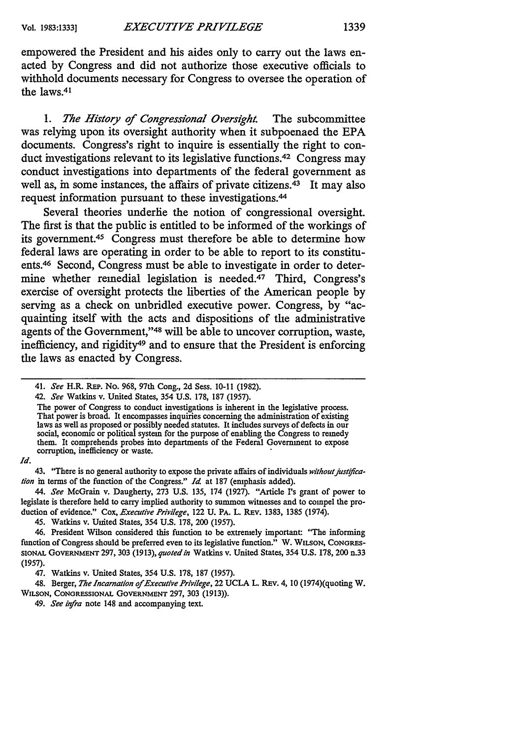empowered the President and his aides only to carry out the laws enacted by Congress and did not authorize those executive officials to withhold documents necessary for Congress to oversee the operation of the laws.[41]

1. *The History of Congressional Oversight.* The subcommittee was relying upon its oversight authority when it subpoenaed the EPA documents. Congress's right to inquire is essentially the right to conduct investigations relevant to its legislative functions.[42] Congress may conduct investigations into departments of the federal government as well as, in some instances, the affairs of private citizens.[43] It may also request information pursuant to these investigations.[44]

Several theories underlie the notion of congressional oversight. The first is that the public is entitled to be informed of the workings of its government.[45] Congress must therefore be able to determine how federal laws are operating in order to be able to report to its constituents.[46] Second, Congress must be able to investigate in order to determine whether remedial legislation is needed.[47] Third, Congress's exercise of oversight protects the liberties of the American people by serving as a check on unbridled executive power. Congress, by "acquainting itself with the acts and dispositions of the administrative agents of the Government,"[48] will be able to uncover corruption, waste, inefficiency, and rigidity[49] and to ensure that the President is enforcing the laws as enacted by Congress.

---

41. *See* H.R. REP. No. 968, 97th Cong., 2d Sess. 10-11 (1982).

42. *See* Watkins v. United States, 354 U.S. 178, 187 (1957).

The power of Congress to conduct investigations is inherent in the legislative process. That power is broad. It encompasses inquiries concerning the administration of existing laws as well as proposed or possibly needed statutes. It includes surveys of defects in our social, economic or political system for the purpose of enabling the Congress to remedy them. It comprehends probes into departments of the Federal Government to expose corruption, inefficiency or waste.

*Id.*

43. "There is no general authority to expose the private affairs of individuals *without justification* in terms of the function of the Congress." *Id.* at 187 (emphasis added).

44. *See* McGrain v. Daugherty, 273 U.S. 135, 174 (1927). "Article I's grant of power to legislate is therefore held to carry implied authority to summon witnesses and to compel the production of evidence." Cox, *Executive Privilege*, 122 U. PA. L. REV. 1383, 1385 (1974).

45. Watkins v. United States, 354 U.S. 178, 200 (1957).

46. President Wilson considered this function to be extremely important: "The informing function of Congress should be preferred even to its legislative function." W. WILSON, CONGRESSIONAL GOVERNMENT 297, 303 (1913), *quoted in* Watkins v. United States, 354 U.S. 178, 200 n.33 (1957).

47. Watkins v. United States, 354 U.S. 178, 187 (1957).

48. Berger, *The Incarnation of Executive Privilege*, 22 UCLA L. REV. 4, 10 (1974)(quoting W. WILSON, CONGRESSIONAL GOVERNMENT 297, 303 (1913)).

49. *See infra* note 148 and accompanying text.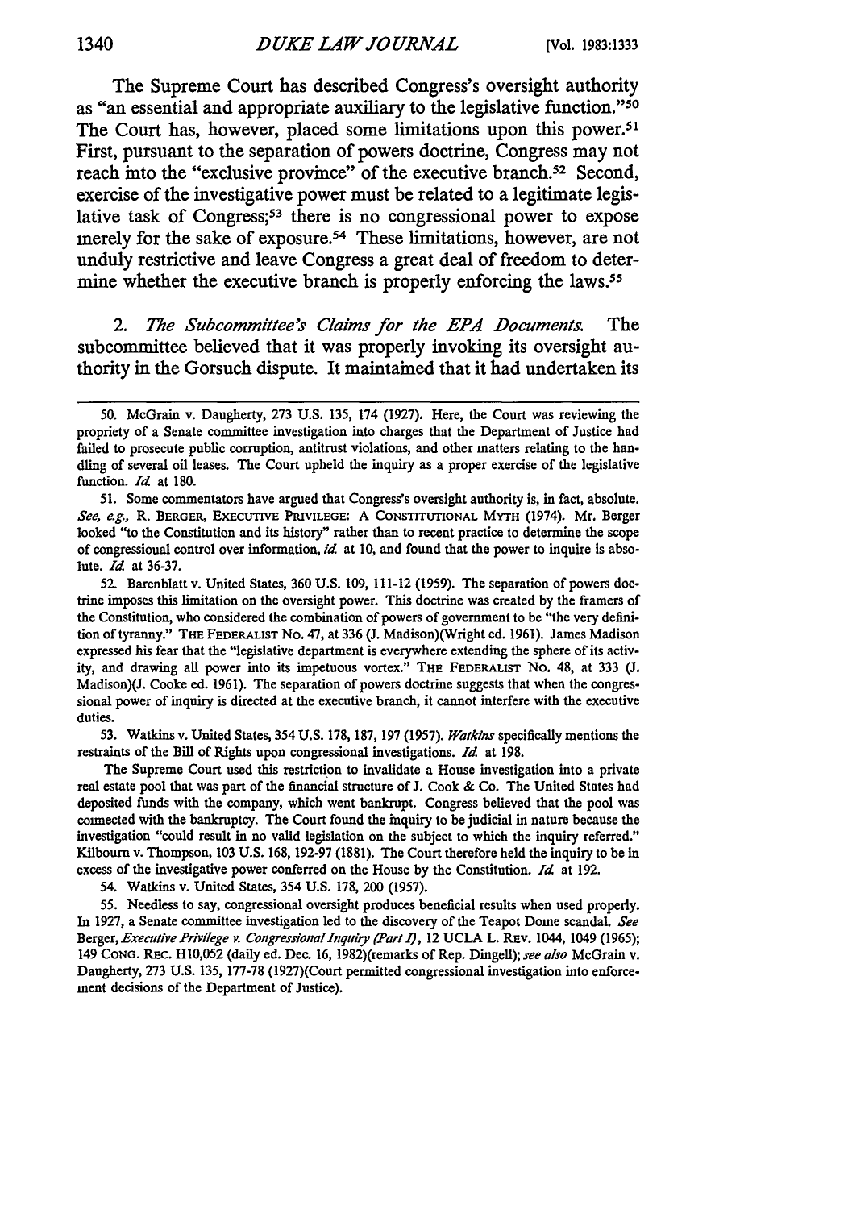The Supreme Court has described Congress's oversight authority as "an essential and appropriate auxiliary to the legislative function."[50] The Court has, however, placed some limitations upon this power.[51] First, pursuant to the separation of powers doctrine, Congress may not reach into the "exclusive province" of the executive branch.[52] Second, exercise of the investigative power must be related to a legitimate legislative task of Congress;[53] there is no congressional power to expose merely for the sake of exposure.[54] These limitations, however, are not unduly restrictive and leave Congress a great deal of freedom to determine whether the executive branch is properly enforcing the laws.[55]

2. *The Subcommittee's Claims for the EPA Documents.* The subcommittee believed that it was properly invoking its oversight authority in the Gorsuch dispute. It maintained that it had undertaken its

---

50. McGrain v. Daugherty, 273 U.S. 135, 174 (1927). Here, the Court was reviewing the propriety of a Senate committee investigation into charges that the Department of Justice had failed to prosecute public corruption, antitrust violations, and other matters relating to the handling of several oil leases. The Court upheld the inquiry as a proper exercise of the legislative function. *Id.* at 180.

51. Some commentators have argued that Congress's oversight authority is, in fact, absolute. *See, e.g.,* R. BERGER, EXECUTIVE PRIVILEGE: A CONSTITUTIONAL MYTH (1974). Mr. Berger looked "to the Constitution and its history" rather than to recent practice to determine the scope of congressional control over information, *id.* at 10, and found that the power to inquire is absolute. *Id.* at 36-37.

52. Barenblatt v. United States, 360 U.S. 109, 111-12 (1959). The separation of powers doctrine imposes this limitation on the oversight power. This doctrine was created by the framers of the Constitution, who considered the combination of powers of government to be "the very definition of tyranny." THE FEDERALIST No. 47, at 336 (J. Madison)(Wright ed. 1961). James Madison expressed his fear that the "legislative department is everywhere extending the sphere of its activity, and drawing all power into its impetuous vortex." THE FEDERALIST No. 48, at 333 (J. Madison)(J. Cooke ed. 1961). The separation of powers doctrine suggests that when the congressional power of inquiry is directed at the executive branch, it cannot interfere with the executive duties.

53. Watkins v. United States, 354 U.S. 178, 187, 197 (1957). *Watkins* specifically mentions the restraints of the Bill of Rights upon congressional investigations. *Id.* at 198.

The Supreme Court used this restriction to invalidate a House investigation into a private real estate pool that was part of the financial structure of J. Cook & Co. The United States had deposited funds with the company, which went bankrupt. Congress believed that the pool was connected with the bankruptcy. The Court found the inquiry to be judicial in nature because the investigation "could result in no valid legislation on the subject to which the inquiry referred." Kilbourn v. Thompson, 103 U.S. 168, 192-97 (1881). The Court therefore held the inquiry to be in excess of the investigative power conferred on the House by the Constitution. *Id.* at 192.

54. Watkins v. United States, 354 U.S. 178, 200 (1957).

55. Needless to say, congressional oversight produces beneficial results when used properly. In 1927, a Senate committee investigation led to the discovery of the Teapot Dome scandal. *See* Berger, *Executive Privilege v. Congressional Inquiry (Part I)*, 12 UCLA L. REV. 1044, 1049 (1965); 149 CONG. REC. H10,052 (daily ed. Dec. 16, 1982)(remarks of Rep. Dingell); *see also* McGrain v. Daugherty, 273 U.S. 135, 177-78 (1927)(Court permitted congressional investigation into enforcement decisions of the Department of Justice).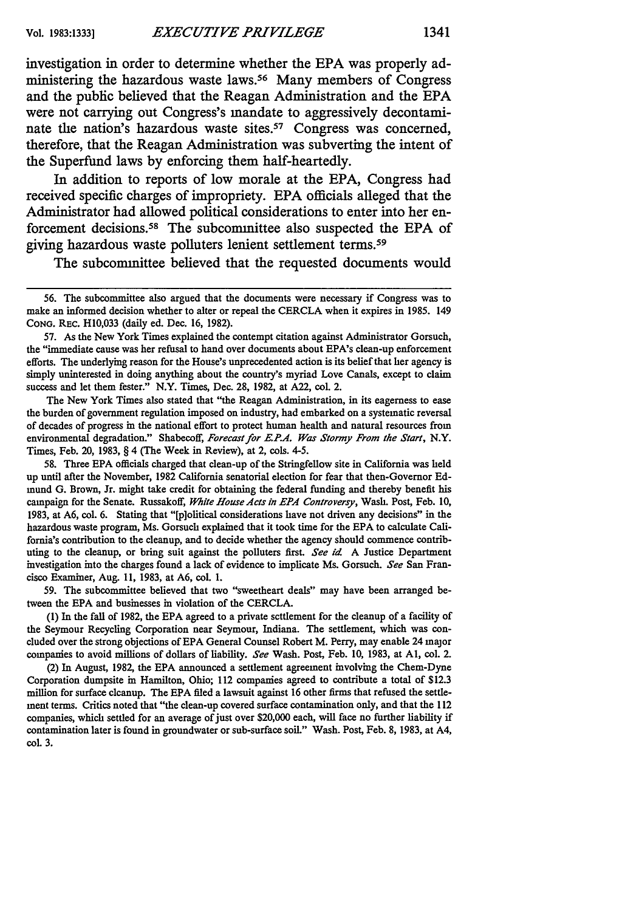investigation in order to determine whether the EPA was properly administering the hazardous waste laws.[56] Many members of Congress and the public believed that the Reagan Administration and the EPA were not carrying out Congress's mandate to aggressively decontaminate the nation's hazardous waste sites.[57] Congress was concerned, therefore, that the Reagan Administration was subverting the intent of the Superfund laws by enforcing them half-heartedly.

In addition to reports of low morale at the EPA, Congress had received specific charges of impropriety. EPA officials alleged that the Administrator had allowed political considerations to enter into her enforcement decisions.[58] The subcommittee also suspected the EPA of giving hazardous waste polluters lenient settlement terms.[59]

The subcommittee believed that the requested documents would

---

56. The subcommittee also argued that the documents were necessary if Congress was to make an informed decision whether to alter or repeal the CERCLA when it expires in 1985. 149 CONG. REC. H10,033 (daily ed. Dec. 16, 1982).

57. As the New York Times explained the contempt citation against Administrator Gorsuch, the "immediate cause was her refusal to hand over documents about EPA's clean-up enforcement efforts. The underlying reason for the House's unprecedented action is its belief that her agency is simply uninterested in doing anything about the country's myriad Love Canals, except to claim success and let them fester." N.Y. Times, Dec. 28, 1982, at A22, col. 2.

The New York Times also stated that "the Reagan Administration, in its eagerness to ease the burden of government regulation imposed on industry, had embarked on a systematic reversal of decades of progress in the national effort to protect human health and natural resources from environmental degradation." Shabecoff, *Forecast for E.P.A. Was Stormy From the Start*, N.Y. Times, Feb. 20, 1983, § 4 (The Week in Review), at 2, cols. 4-5.

58. Three EPA officials charged that clean-up of the Stringfellow site in California was held up until after the November, 1982 California senatorial election for fear that then-Governor Edmund G. Brown, Jr. might take credit for obtaining the federal funding and thereby benefit his campaign for the Senate. Russakoff, *White House Acts in EPA Controversy*, Wash. Post, Feb. 10, 1983, at A6, col. 6. Stating that "[p]olitical considerations have not driven any decisions" in the hazardous waste program, Ms. Gorsuch explained that it took time for the EPA to calculate California's contribution to the cleanup, and to decide whether the agency should commence contributing to the cleanup, or bring suit against the polluters first. *See id.* A Justice Department investigation into the charges found a lack of evidence to implicate Ms. Gorsuch. *See* San Francisco Examiner, Aug. 11, 1983, at A6, col. 1.

59. The subcommittee believed that two "sweetheart deals" may have been arranged between the EPA and businesses in violation of the CERCLA.

(1) In the fall of 1982, the EPA agreed to a private settlement for the cleanup of a facility of the Seymour Recycling Corporation near Seymour, Indiana. The settlement, which was concluded over the strong objections of EPA General Counsel Robert M. Perry, may enable 24 major companies to avoid millions of dollars of liability. *See* Wash. Post, Feb. 10, 1983, at A1, col. 2.

(2) In August, 1982, the EPA announced a settlement agreement involving the Chem-Dyne Corporation dumpsite in Hamilton, Ohio; 112 companies agreed to contribute a total of $12.3 million for surface cleanup. The EPA filed a lawsuit against 16 other firms that refused the settlement terms. Critics noted that "the clean-up covered surface contamination only, and that the 112 companies, which settled for an average of just over $20,000 each, will face no further liability if contamination later is found in groundwater or sub-surface soil." Wash. Post, Feb. 8, 1983, at A4, col. 3.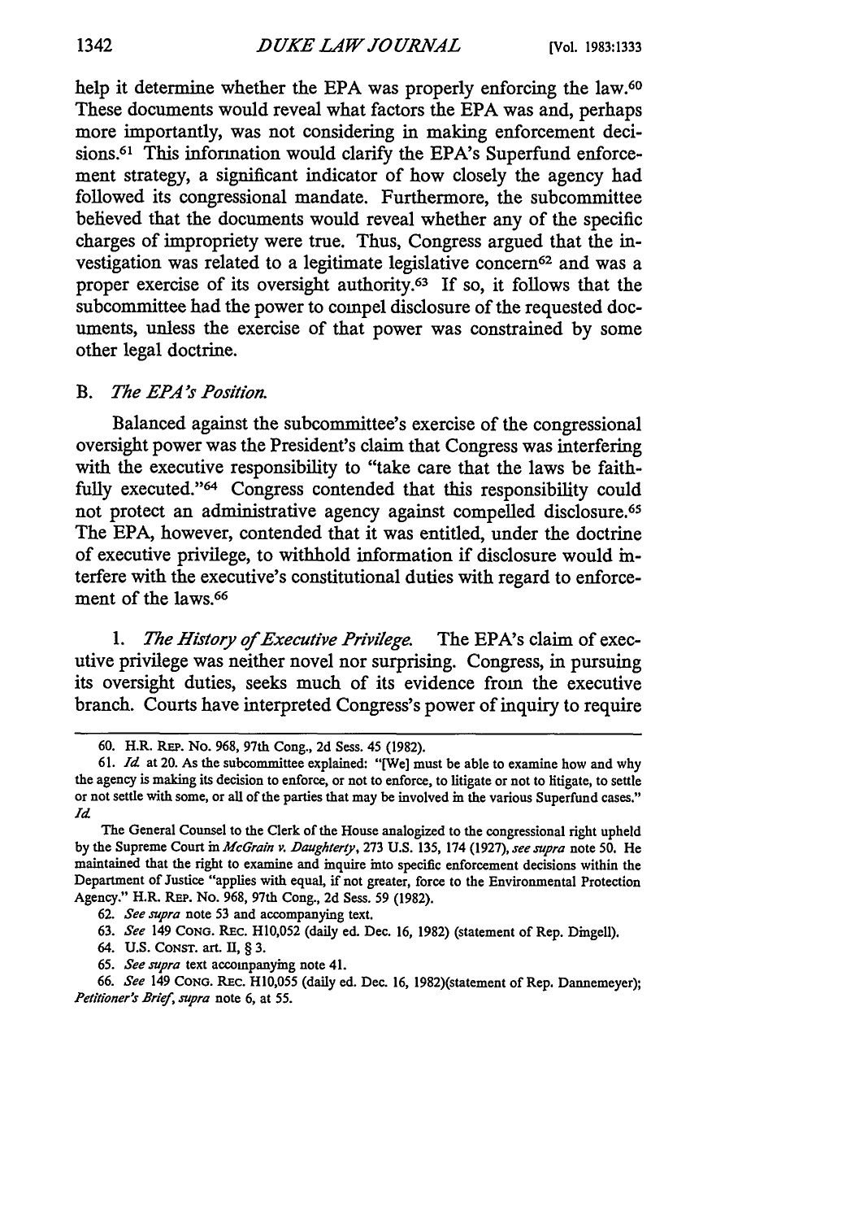help it determine whether the EPA was properly enforcing the law.[60] These documents would reveal what factors the EPA was and, perhaps more importantly, was not considering in making enforcement decisions.[61] This information would clarify the EPA's Superfund enforcement strategy, a significant indicator of how closely the agency had followed its congressional mandate. Furthermore, the subcommittee believed that the documents would reveal whether any of the specific charges of impropriety were true. Thus, Congress argued that the investigation was related to a legitimate legislative concern[62] and was a proper exercise of its oversight authority.[63] If so, it follows that the subcommittee had the power to compel disclosure of the requested documents, unless the exercise of that power was constrained by some other legal doctrine.

### B. *The EPA's Position.*

Balanced against the subcommittee's exercise of the congressional oversight power was the President's claim that Congress was interfering with the executive responsibility to "take care that the laws be faithfully executed."[64] Congress contended that this responsibility could not protect an administrative agency against compelled disclosure.[65] The EPA, however, contended that it was entitled, under the doctrine of executive privilege, to withhold information if disclosure would interfere with the executive's constitutional duties with regard to enforcement of the laws.[66]

1. *The History of Executive Privilege.* The EPA's claim of executive privilege was neither novel nor surprising. Congress, in pursuing its oversight duties, seeks much of its evidence from the executive branch. Courts have interpreted Congress's power of inquiry to require

---

60. H.R. REP. No. 968, 97th Cong., 2d Sess. 45 (1982).

61. *Id.* at 20. As the subcommittee explained: "[We] must be able to examine how and why the agency is making its decision to enforce, or not to enforce, to litigate or not to litigate, to settle or not settle with some, or all of the parties that may be involved in the various Superfund cases." *Id.*

The General Counsel to the Clerk of the House analogized to the congressional right upheld by the Supreme Court in *McGrain v. Daughterty*, 273 U.S. 135, 174 (1927), *see supra* note 50. He maintained that the right to examine and inquire into specific enforcement decisions within the Department of Justice "applies with equal, if not greater, force to the Environmental Protection Agency." H.R. REP. No. 968, 97th Cong., 2d Sess. 59 (1982).

62. *See supra* note 53 and accompanying text.

63. *See* 149 CONG. REC. H10,052 (daily ed. Dec. 16, 1982) (statement of Rep. Dingell).

64. U.S. CONST. art. II, § 3.

65. *See supra* text accompanying note 41.

66. *See* 149 CONG. REC. H10,055 (daily ed. Dec. 16, 1982)(statement of Rep. Dannemeyer); *Petitioner's Brief*, *supra* note 6, at 55.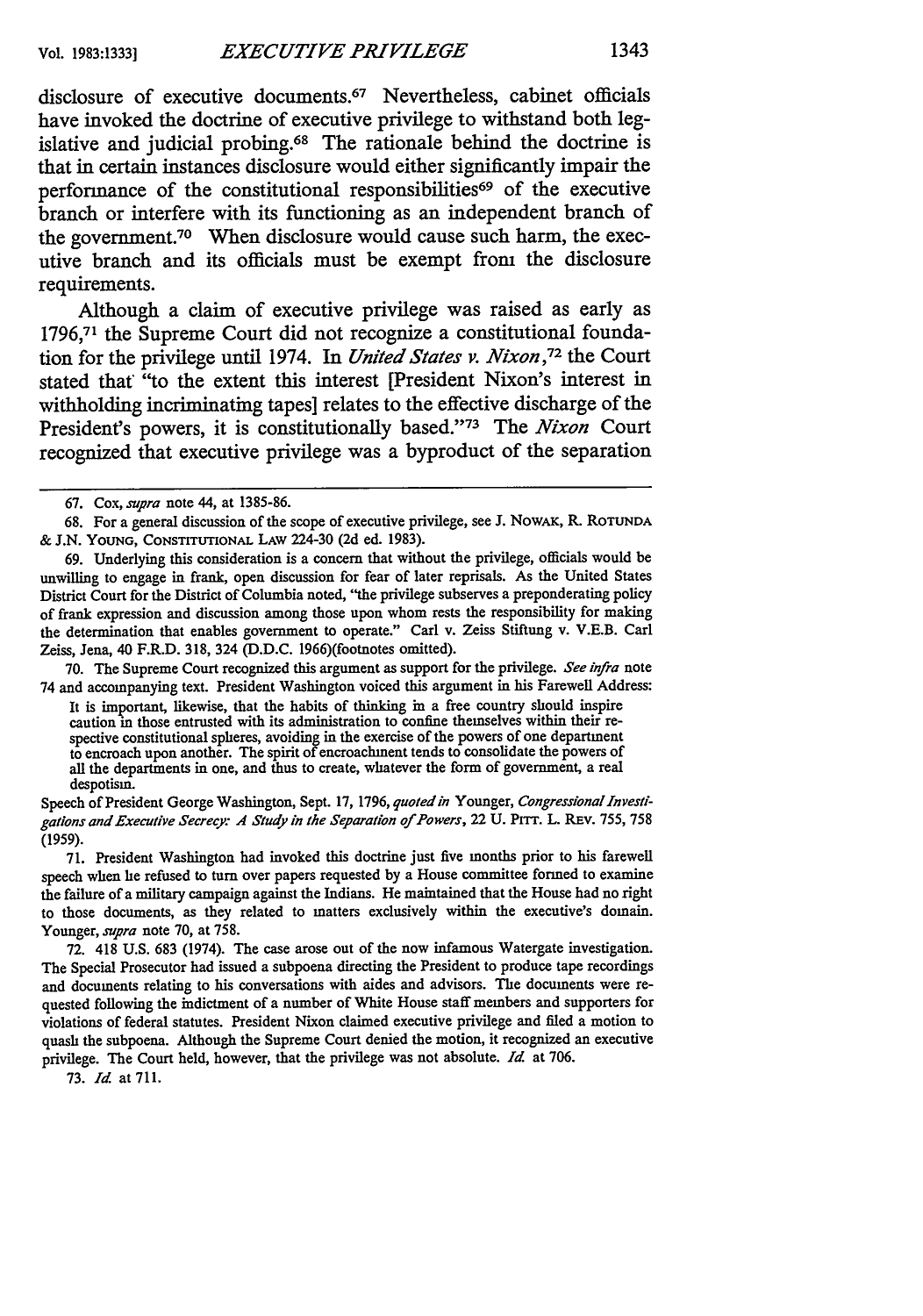disclosure of executive documents.[67] Nevertheless, cabinet officials have invoked the doctrine of executive privilege to withstand both legislative and judicial probing.[68] The rationale behind the doctrine is that in certain instances disclosure would either significantly impair the performance of the constitutional responsibilities[69] of the executive branch or interfere with its functioning as an independent branch of the government.[70] When disclosure would cause such harm, the executive branch and its officials must be exempt from the disclosure requirements.

Although a claim of executive privilege was raised as early as 1796,[71] the Supreme Court did not recognize a constitutional foundation for the privilege until 1974. In *United States v. Nixon*,[72] the Court stated that "to the extent this interest [President Nixon's interest in withholding incriminating tapes] relates to the effective discharge of the President's powers, it is constitutionally based."[73] The *Nixon* Court recognized that executive privilege was a byproduct of the separation

---

67. Cox, *supra* note 44, at 1385-86.

68. For a general discussion of the scope of executive privilege, see J. NOWAK, R. ROTUNDA & J.N. YOUNG, CONSTITUTIONAL LAW 224-30 (2d ed. 1983).

69. Underlying this consideration is a concern that without the privilege, officials would be unwilling to engage in frank, open discussion for fear of later reprisals. As the United States District Court for the District of Columbia noted, "the privilege subserves a preponderating policy of frank expression and discussion among those upon whom rests the responsibility for making the determination that enables government to operate." Carl v. Zeiss Stiftung v. V.E.B. Carl Zeiss, Jena, 40 F.R.D. 318, 324 (D.D.C. 1966)(footnotes omitted).

70. The Supreme Court recognized this argument as support for the privilege. *See infra* note 74 and accompanying text. President Washington voiced this argument in his Farewell Address:

> It is important, likewise, that the habits of thinking in a free country should inspire caution in those entrusted with its administration to confine themselves within their respective constitutional spheres, avoiding in the exercise of the powers of one department to encroach upon another. The spirit of encroachment tends to consolidate the powers of all the departments in one, and thus to create, whatever the form of government, a real despotism.

Speech of President George Washington, Sept. 17, 1796, *quoted in* Younger, *Congressional Investigations and Executive Secrecy: A Study in the Separation of Powers*, 22 U. PITT. L. REV. 755, 758 (1959).

71. President Washington had invoked this doctrine just five months prior to his farewell speech when he refused to turn over papers requested by a House committee formed to examine the failure of a military campaign against the Indians. He maintained that the House had no right to those documents, as they related to matters exclusively within the executive's domain. Younger, *supra* note 70, at 758.

72. 418 U.S. 683 (1974). The case arose out of the now infamous Watergate investigation. The Special Prosecutor had issued a subpoena directing the President to produce tape recordings and documents relating to his conversations with aides and advisors. The documents were requested following the indictment of a number of White House staff members and supporters for violations of federal statutes. President Nixon claimed executive privilege and filed a motion to quash the subpoena. Although the Supreme Court denied the motion, it recognized an executive privilege. The Court held, however, that the privilege was not absolute. *Id.* at 706.

73. *Id.* at 711.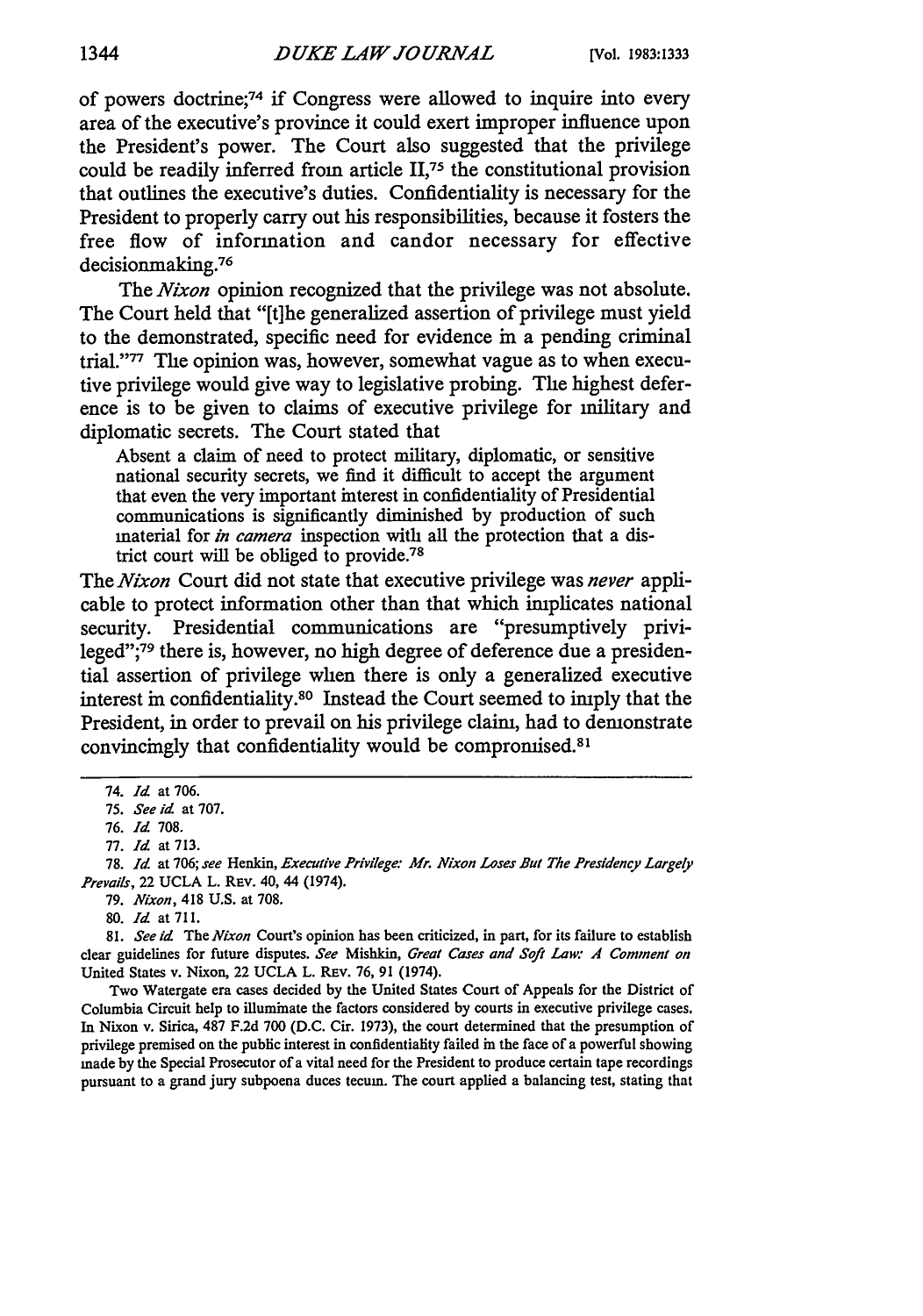of powers doctrine;[74] if Congress were allowed to inquire into every area of the executive's province it could exert improper influence upon the President's power. The Court also suggested that the privilege could be readily inferred from article II,[75] the constitutional provision that outlines the executive's duties. Confidentiality is necessary for the President to properly carry out his responsibilities, because it fosters the free flow of information and candor necessary for effective decisionmaking.[76]

The *Nixon* opinion recognized that the privilege was not absolute. The Court held that "[t]he generalized assertion of privilege must yield to the demonstrated, specific need for evidence in a pending criminal trial."[77] The opinion was, however, somewhat vague as to when executive privilege would give way to legislative probing. The highest deference is to be given to claims of executive privilege for military and diplomatic secrets. The Court stated that

> Absent a claim of need to protect military, diplomatic, or sensitive national security secrets, we find it difficult to accept the argument that even the very important interest in confidentiality of Presidential communications is significantly diminished by production of such material for *in camera* inspection with all the protection that a district court will be obliged to provide.[78]

The *Nixon* Court did not state that executive privilege was *never* applicable to protect information other than that which implicates national security. Presidential communications are "presumptively privileged";[79] there is, however, no high degree of deference due a presidential assertion of privilege when there is only a generalized executive interest in confidentiality.[80] Instead the Court seemed to imply that the President, in order to prevail on his privilege claim, had to demonstrate convincingly that confidentiality would be compromised.[81]

---

74. *Id.* at 706.

75. *See id.* at 707.

76. *Id.* 708.

77. *Id.* at 713.

78. *Id.* at 706; *see* Henkin, *Executive Privilege: Mr. Nixon Loses But The Presidency Largely Prevails*, 22 UCLA L. REV. 40, 44 (1974).

79. *Nixon*, 418 U.S. at 708.

80. *Id.* at 711.

81. *See id.* The *Nixon* Court's opinion has been criticized, in part, for its failure to establish clear guidelines for future disputes. *See* Mishkin, *Great Cases and Soft Law: A Comment on* United States v. Nixon, 22 UCLA L. REV. 76, 91 (1974).

Two Watergate era cases decided by the United States Court of Appeals for the District of Columbia Circuit help to illuminate the factors considered by courts in executive privilege cases. In Nixon v. Sirica, 487 F.2d 700 (D.C. Cir. 1973), the court determined that the presumption of privilege premised on the public interest in confidentiality failed in the face of a powerful showing made by the Special Prosecutor of a vital need for the President to produce certain tape recordings pursuant to a grand jury subpoena duces tecum. The court applied a balancing test, stating that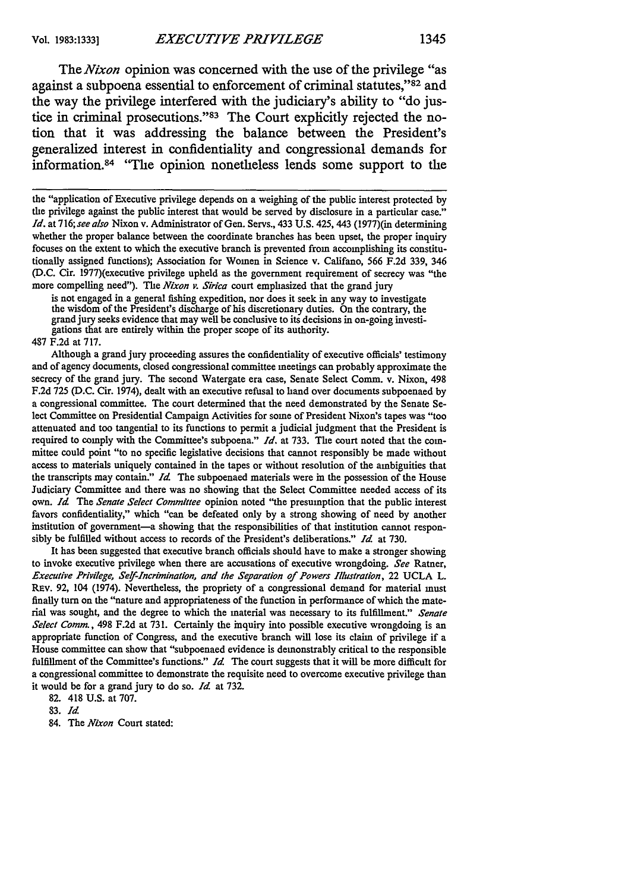The *Nixon* opinion was concerned with the use of the privilege "as against a subpoena essential to enforcement of criminal statutes,"[82] and the way the privilege interfered with the judiciary's ability to "do justice in criminal prosecutions."[83] The Court explicitly rejected the notion that it was addressing the balance between the President's generalized interest in confidentiality and congressional demands for information.[84] "The opinion nonetheless lends some support to the

---

the "application of Executive privilege depends on a weighing of the public interest protected by the privilege against the public interest that would be served by disclosure in a particular case." *Id.* at 716; *see also* Nixon v. Administrator of Gen. Servs., 433 U.S. 425, 443 (1977)(in determining whether the proper balance between the coordinate branches has been upset, the proper inquiry focuses on the extent to which the executive branch is prevented from accomplishing its constitutionally assigned functions); Association for Women in Science v. Califano, 566 F.2d 339, 346 (D.C. Cir. 1977)(executive privilege upheld as the government requirement of secrecy was "the more compelling need"). The *Nixon v. Sirica* court emphasized that the grand jury

> is not engaged in a general fishing expedition, nor does it seek in any way to investigate the wisdom of the President's discharge of his discretionary duties. On the contrary, the grand jury seeks evidence that may well be conclusive to its decisions in on-going investigations that are entirely within the proper scope of its authority.

487 F.2d at 717.

Although a grand jury proceeding assures the confidentiality of executive officials' testimony and of agency documents, closed congressional committee meetings can probably approximate the secrecy of the grand jury. The second Watergate era case, Senate Select Comm. v. Nixon, 498 F.2d 725 (D.C. Cir. 1974), dealt with an executive refusal to hand over documents subpoenaed by a congressional committee. The court determined that the need demonstrated by the Senate Select Committee on Presidential Campaign Activities for some of President Nixon's tapes was "too attenuated and too tangential to its functions to permit a judicial judgment that the President is required to comply with the Committee's subpoena." *Id.* at 733. The court noted that the committee could point "to no specific legislative decisions that cannot responsibly be made without access to materials uniquely contained in the tapes or without resolution of the ambiguities that the transcripts may contain." *Id.* The subpoenaed materials were in the possession of the House Judiciary Committee and there was no showing that the Select Committee needed access of its own. *Id.* The *Senate Select Committee* opinion noted "the presumption that the public interest favors confidentiality," which "can be defeated only by a strong showing of need by another institution of government—a showing that the responsibilities of that institution cannot responsibly be fulfilled without access to records of the President's deliberations." *Id.* at 730.

It has been suggested that executive branch officials should have to make a stronger showing to invoke executive privilege when there are accusations of executive wrongdoing. *See* Ratner, *Executive Privilege, Self-Incrimination, and the Separation of Powers Illustration*, 22 UCLA L. REV. 92, 104 (1974). Nevertheless, the propriety of a congressional demand for material must finally turn on the "nature and appropriateness of the function in performance of which the material was sought, and the degree to which the material was necessary to its fulfillment." *Senate Select Comm.*, 498 F.2d at 731. Certainly the inquiry into possible executive wrongdoing is an appropriate function of Congress, and the executive branch will lose its claim of privilege if a House committee can show that "subpoenaed evidence is demonstrably critical to the responsible fulfillment of the Committee's functions." *Id.* The court suggests that it will be more difficult for a congressional committee to demonstrate the requisite need to overcome executive privilege than it would be for a grand jury to do so. *Id.* at 732.

82. 418 U.S. at 707.

83. *Id.*

84. The *Nixon* Court stated: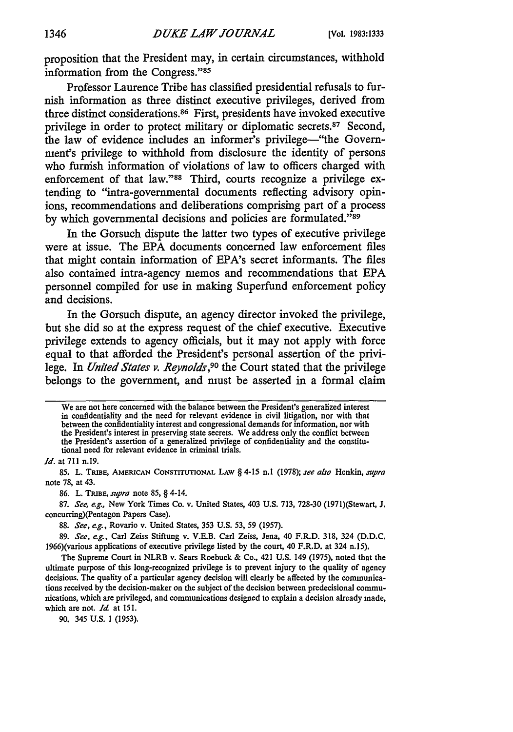proposition that the President may, in certain circumstances, withhold information from the Congress."[85]

Professor Laurence Tribe has classified presidential refusals to furnish information as three distinct executive privileges, derived from three distinct considerations.[86] First, presidents have invoked executive privilege in order to protect military or diplomatic secrets.[87] Second, the law of evidence includes an informer's privilege—"the Government's privilege to withhold from disclosure the identity of persons who furnish information of violations of law to officers charged with enforcement of that law."[88] Third, courts recognize a privilege extending to "intra-governmental documents reflecting advisory opinions, recommendations and deliberations comprising part of a process by which governmental decisions and policies are formulated."[89]

In the Gorsuch dispute the latter two types of executive privilege were at issue. The EPA documents concerned law enforcement files that might contain information of EPA's secret informants. The files also contained intra-agency memos and recommendations that EPA personnel compiled for use in making Superfund enforcement policy and decisions.

In the Gorsuch dispute, an agency director invoked the privilege, but she did so at the express request of the chief executive. Executive privilege extends to agency officials, but it may not apply with force equal to that afforded the President's personal assertion of the privilege. In *United States v. Reynolds*,[90] the Court stated that the privilege belongs to the government, and must be asserted in a formal claim

---

We are not here concerned with the balance between the President's generalized interest in confidentiality and the need for relevant evidence in civil litigation, nor with that between the confidentiality interest and congressional demands for information, nor with the President's interest in preserving state secrets. We address only the conflict between the President's assertion of a generalized privilege of confidentiality and the constitutional need for relevant evidence in criminal trials.

*Id.* at 711 n.19.

85. L. TRIBE, AMERICAN CONSTITUTIONAL LAW § 4-15 n.1 (1978); *see also* Henkin, *supra* note 78, at 43.

86. L. TRIBE, *supra* note 85, § 4-14.

87. *See, e.g.,* New York Times Co. v. United States, 403 U.S. 713, 728-30 (1971)(Stewart, J. concurring)(Pentagon Papers Case).

88. *See, e.g.*, Rovario v. United States, 353 U.S. 53, 59 (1957).

89. *See, e.g.*, Carl Zeiss Stiftung v. V.E.B. Carl Zeiss, Jena, 40 F.R.D. 318, 324 (D.D.C. 1966)(various applications of executive privilege listed by the court, 40 F.R.D. at 324 n.15).

The Supreme Court in NLRB v. Sears Roebuck & Co., 421 U.S. 149 (1975), noted that the ultimate purpose of this long-recognized privilege is to prevent injury to the quality of agency decisions. The quality of a particular agency decision will clearly be affected by the communications received by the decision-maker on the subject of the decision between predecisional communications, which are privileged, and communications designed to explain a decision already made, which are not. *Id.* at 151.

90. 345 U.S. 1 (1953).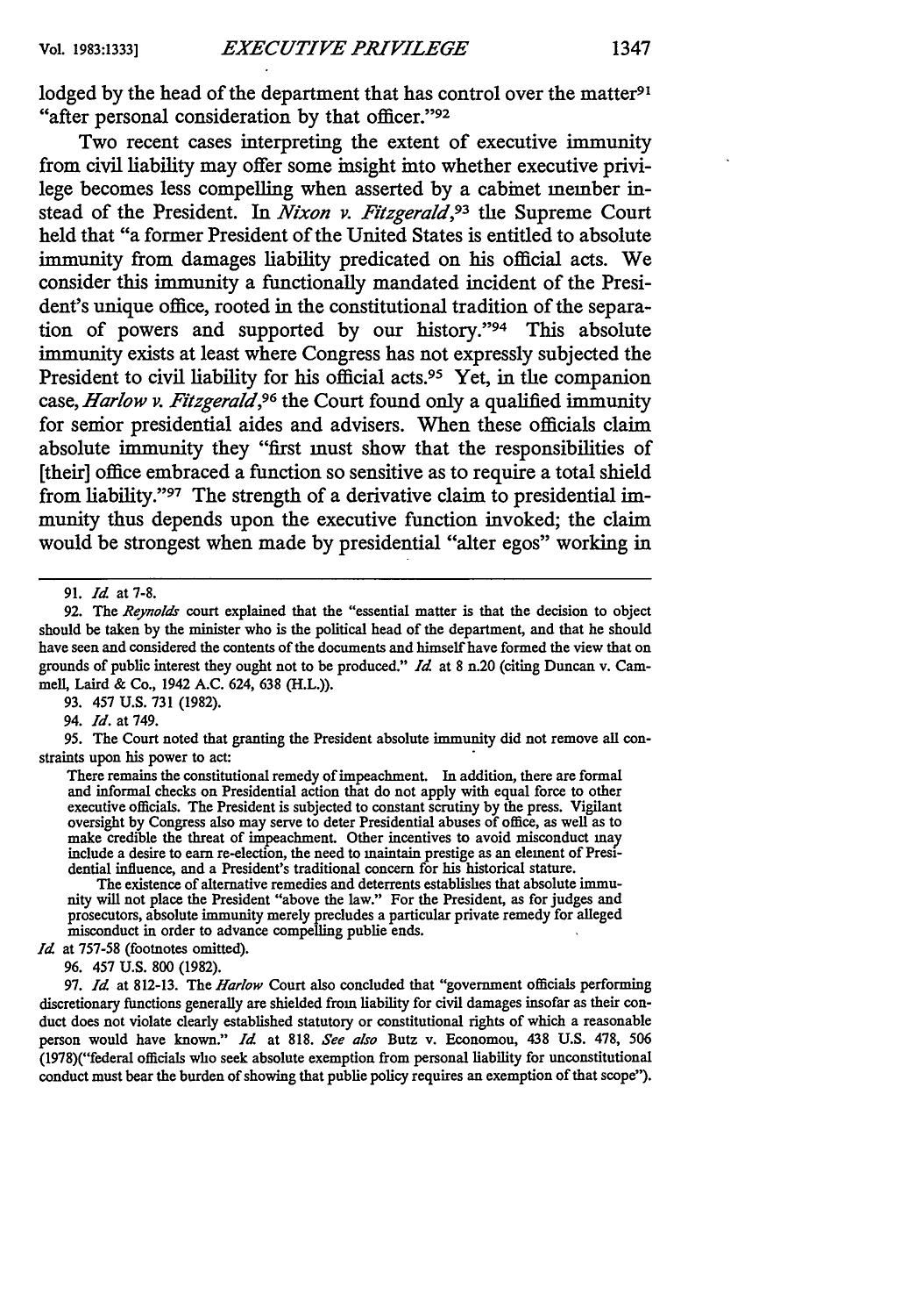lodged by the head of the department that has control over the matter[91] "after personal consideration by that officer."[92]

Two recent cases interpreting the extent of executive immunity from civil liability may offer some insight into whether executive privilege becomes less compelling when asserted by a cabinet member instead of the President. In *Nixon v. Fitzgerald*,[93] the Supreme Court held that "a former President of the United States is entitled to absolute immunity from damages liability predicated on his official acts. We consider this immunity a functionally mandated incident of the President's unique office, rooted in the constitutional tradition of the separation of powers and supported by our history."[94] This absolute immunity exists at least where Congress has not expressly subjected the President to civil liability for his official acts.[95] Yet, in the companion case, *Harlow v. Fitzgerald*,[96] the Court found only a qualified immunity for senior presidential aides and advisers. When these officials claim absolute immunity they "first must show that the responsibilities of [their] office embraced a function so sensitive as to require a total shield from liability."[97] The strength of a derivative claim to presidential immunity thus depends upon the executive function invoked; the claim would be strongest when made by presidential "alter egos" working in

---

91. *Id.* at 7-8.

92. The *Reynolds* court explained that the "essential matter is that the decision to object should be taken by the minister who is the political head of the department, and that he should have seen and considered the contents of the documents and himself have formed the view that on grounds of public interest they ought not to be produced." *Id.* at 8 n.20 (citing Duncan v. Cammell, Laird & Co., 1942 A.C. 624, 638 (H.L.)).

93. 457 U.S. 731 (1982).

94. *Id.* at 749.

95. The Court noted that granting the President absolute immunity did not remove all constraints upon his power to act:

> There remains the constitutional remedy of impeachment. In addition, there are formal and informal checks on Presidential action that do not apply with equal force to other executive officials. The President is subjected to constant scrutiny by the press. Vigilant oversight by Congress also may serve to deter Presidential abuses of office, as well as to make credible the threat of impeachment. Other incentives to avoid misconduct may include a desire to earn re-election, the need to maintain prestige as an element of Presidential influence, and a President's traditional concern for his historical stature.
>
> The existence of alternative remedies and deterrents establishes that absolute immunity will not place the President "above the law." For the President, as for judges and prosecutors, absolute immunity merely precludes a particular private remedy for alleged misconduct in order to advance compelling public ends.

*Id.* at 757-58 (footnotes omitted).

96. 457 U.S. 800 (1982).

97. *Id.* at 812-13. The *Harlow* Court also concluded that "government officials performing discretionary functions generally are shielded from liability for civil damages insofar as their conduct does not violate clearly established statutory or constitutional rights of which a reasonable person would have known." *Id.* at 818. *See also* Butz v. Economou, 438 U.S. 478, 506 (1978)("federal officials who seek absolute exemption from personal liability for unconstitutional conduct must bear the burden of showing that public policy requires an exemption of that scope").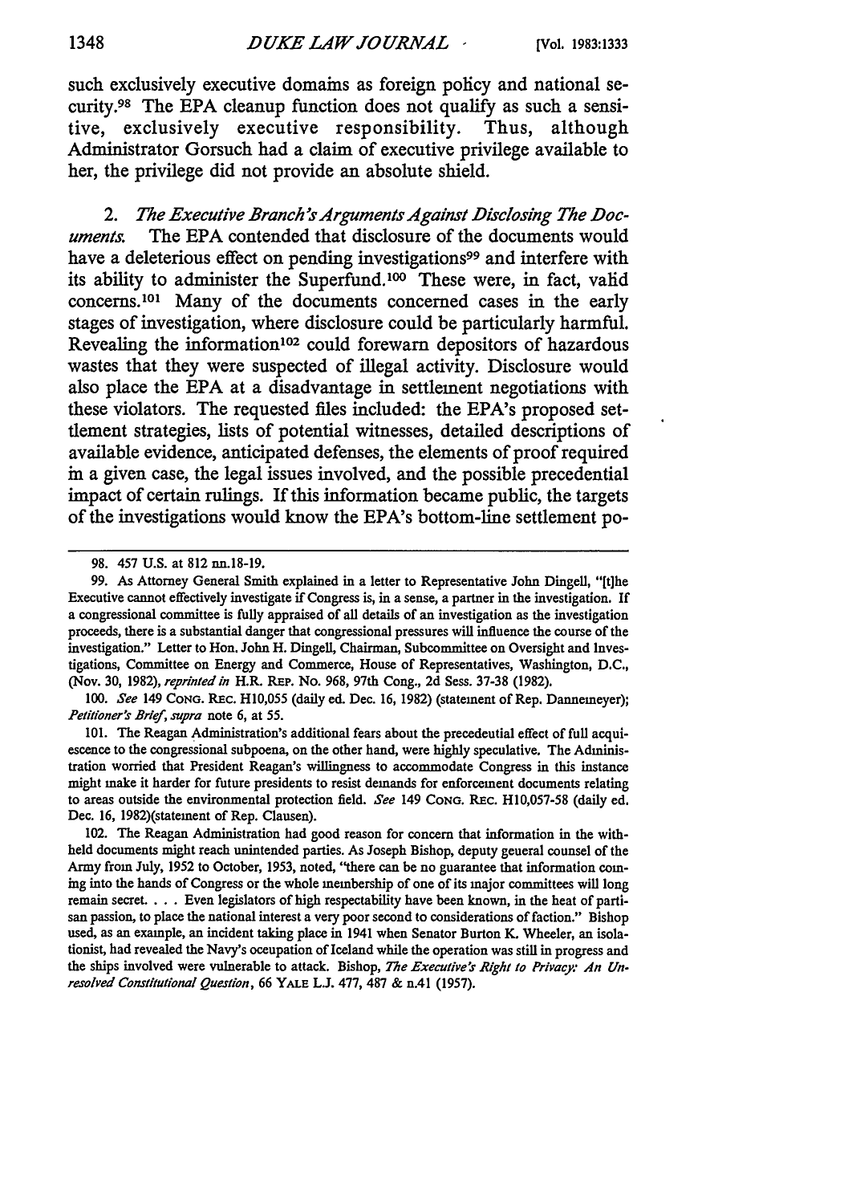such exclusively executive domains as foreign policy and national security.[98] The EPA cleanup function does not qualify as such a sensitive, exclusively executive responsibility. Thus, although Administrator Gorsuch had a claim of executive privilege available to her, the privilege did not provide an absolute shield.

2. *The Executive Branch's Arguments Against Disclosing The Documents.* The EPA contended that disclosure of the documents would have a deleterious effect on pending investigations[99] and interfere with its ability to administer the Superfund.[100] These were, in fact, valid concerns.[101] Many of the documents concerned cases in the early stages of investigation, where disclosure could be particularly harmful. Revealing the information[102] could forewarn depositors of hazardous wastes that they were suspected of illegal activity. Disclosure would also place the EPA at a disadvantage in settlement negotiations with these violators. The requested files included: the EPA's proposed settlement strategies, lists of potential witnesses, detailed descriptions of available evidence, anticipated defenses, the elements of proof required in a given case, the legal issues involved, and the possible precedential impact of certain rulings. If this information became public, the targets of the investigations would know the EPA's bottom-line settlement po-

---

98. 457 U.S. at 812 nn.18-19.

99. As Attorney General Smith explained in a letter to Representative John Dingell, "[t]he Executive cannot effectively investigate if Congress is, in a sense, a partner in the investigation. If a congressional committee is fully appraised of all details of an investigation as the investigation proceeds, there is a substantial danger that congressional pressures will influence the course of the investigation." Letter to Hon. John H. Dingell, Chairman, Subcommittee on Oversight and Investigations, Committee on Energy and Commerce, House of Representatives, Washington, D.C., (Nov. 30, 1982), *reprinted in* H.R. REP. No. 968, 97th Cong., 2d Sess. 37-38 (1982).

100. *See* 149 CONG. REC. H10,055 (daily ed. Dec. 16, 1982) (statement of Rep. Dannemeyer); *Petitioner's Brief*, *supra* note 6, at 55.

101. The Reagan Administration's additional fears about the precedeutial effect of full acquiescence to the congressional subpoena, on the other hand, were highly speculative. The Administration worried that President Reagan's willingness to accommodate Congress in this instance might make it harder for future presidents to resist demands for enforcement documents relating to areas outside the environmental protection field. *See* 149 CONG. REC. H10,057-58 (daily ed. Dec. 16, 1982)(statement of Rep. Clausen).

102. The Reagan Administration had good reason for concern that information in the withheld documents might reach unintended parties. As Joseph Bishop, deputy general counsel of the Army from July, 1952 to October, 1953, noted, "there can be no guarantee that information coming into the hands of Congress or the whole membership of one of its major committees will long remain secret. . . . Even legislators of high respectability have been known, in the heat of partisan passion, to place the national interest a very poor second to considerations of faction." Bishop used, as an example, an incident taking place in 1941 when Senator Burton K. Wheeler, an isolationist, had revealed the Navy's occupation of Iceland while the operation was still in progress and the ships involved were vulnerable to attack. Bishop, *The Executive's Right to Privacy: An Unresolved Constitutional Question*, 66 YALE L.J. 477, 487 & n.41 (1957).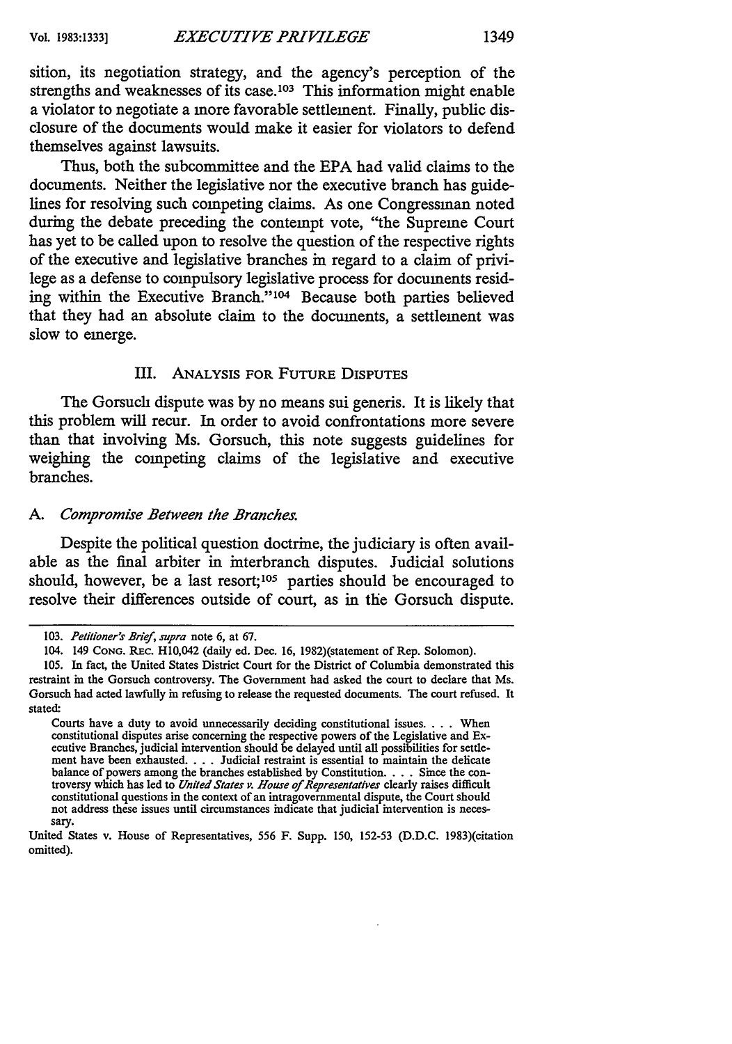sition, its negotiation strategy, and the agency's perception of the strengths and weaknesses of its case.[103] This information might enable a violator to negotiate a more favorable settlement. Finally, public disclosure of the documents would make it easier for violators to defend themselves against lawsuits.

Thus, both the subcommittee and the EPA had valid claims to the documents. Neither the legislative nor the executive branch has guidelines for resolving such competing claims. As one Congressman noted during the debate preceding the contempt vote, "the Supreme Court has yet to be called upon to resolve the question of the respective rights of the executive and legislative branches in regard to a claim of privilege as a defense to compulsory legislative process for documents residing within the Executive Branch."[104] Because both parties believed that they had an absolute claim to the documents, a settlement was slow to emerge.

## III. Analysis for Future Disputes

The Gorsuch dispute was by no means sui generis. It is likely that this problem will recur. In order to avoid confrontations more severe than that involving Ms. Gorsuch, this note suggests guidelines for weighing the competing claims of the legislative and executive branches.

### A. *Compromise Between the Branches.*

Despite the political question doctrine, the judiciary is often available as the final arbiter in interbranch disputes. Judicial solutions should, however, be a last resort;[105] parties should be encouraged to resolve their differences outside of court, as in the Gorsuch dispute.

---

103. *Petitioner's Brief*, *supra* note 6, at 67.

104. 149 Cong. Rec. H10,042 (daily ed. Dec. 16, 1982)(statement of Rep. Solomon).

105. In fact, the United States District Court for the District of Columbia demonstrated this restraint in the Gorsuch controversy. The Government had asked the court to declare that Ms. Gorsuch had acted lawfully in refusing to release the requested documents. The court refused. It stated:

> Courts have a duty to avoid unnecessarily deciding constitutional issues. . . . When constitutional disputes arise concerning the respective powers of the Legislative and Executive Branches, judicial intervention should be delayed until all possibilities for settlement have been exhausted. . . . Judicial restraint is essential to maintain the delicate balance of powers among the branches established by Constitution. . . . Since the controversy which has led to *United States v. House of Representatives* clearly raises difficult constitutional questions in the context of an intragovernmental dispute, the Court should not address these issues until circumstances indicate that judicial intervention is necessary.

United States v. House of Representatives, 556 F. Supp. 150, 152-53 (D.D.C. 1983)(citation omitted).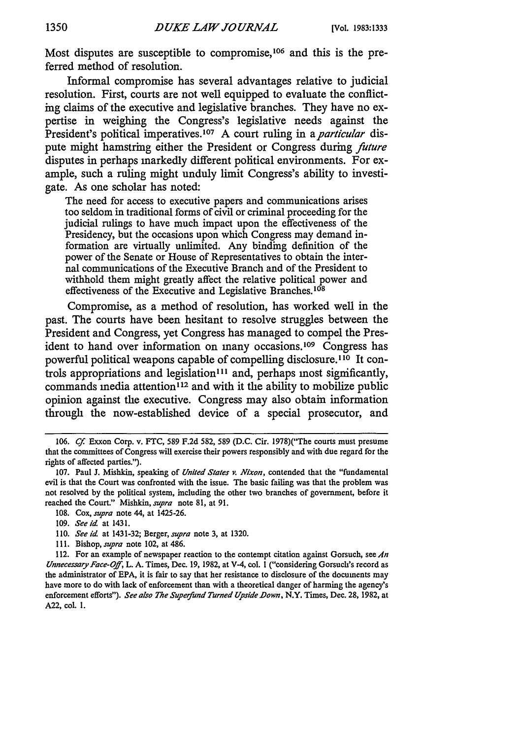Most disputes are susceptible to compromise,[106] and this is the preferred method of resolution.

Informal compromise has several advantages relative to judicial resolution. First, courts are not well equipped to evaluate the conflicting claims of the executive and legislative branches. They have no expertise in weighing the Congress's legislative needs against the President's political imperatives.[107] A court ruling in a *particular* dispute might hamstring either the President or Congress during *future* disputes in perhaps markedly different political environments. For example, such a ruling might unduly limit Congress's ability to investigate. As one scholar has noted:

> The need for access to executive papers and communications arises too seldom in traditional forms of civil or criminal proceeding for the judicial rulings to have much impact upon the effectiveness of the Presidency, but the occasions upon which Congress may demand information are virtually unlimited. Any binding definition of the power of the Senate or House of Representatives to obtain the internal communications of the Executive Branch and of the President to withhold them might greatly affect the relative political power and effectiveness of the Executive and Legislative Branches.[108]

Compromise, as a method of resolution, has worked well in the past. The courts have been hesitant to resolve struggles between the President and Congress, yet Congress has managed to compel the President to hand over information on many occasions.[109] Congress has powerful political weapons capable of compelling disclosure.[110] It controls appropriations and legislation[111] and, perhaps most significantly, commands media attention[112] and with it the ability to mobilize public opinion against the executive. Congress may also obtain information through the now-established device of a special prosecutor, and

---

106. *Cf.* Exxon Corp. v. FTC, 589 F.2d 582, 589 (D.C. Cir. 1978)("The courts must presume that the committees of Congress will exercise their powers responsibly and with due regard for the rights of affected parties.").

107. Paul J. Mishkin, speaking of *United States v. Nixon*, contended that the "fundamental evil is that the Court was confronted with the issue. The basic failing was that the problem was not resolved by the political system, including the other two branches of government, before it reached the Court." Mishkin, *supra* note 81, at 91.

108. Cox, *supra* note 44, at 1425-26.

109. *See id.* at 1431.

110. *See id.* at 1431-32; Berger, *supra* note 3, at 1320.

111. Bishop, *supra* note 102, at 486.

112. For an example of newspaper reaction to the contempt citation against Gorsuch, see *An Unnecessary Face-Off*, L. A. Times, Dec. 19, 1982, at V-4, col. 1 ("considering Gorsuch's record as the administrator of EPA, it is fair to say that her resistance to disclosure of the documents may have more to do with lack of enforcement than with a theoretical danger of harming the agency's enforcement efforts"). *See also The Superfund Turned Upside Down*, N.Y. Times, Dec. 28, 1982, at A22, col. 1.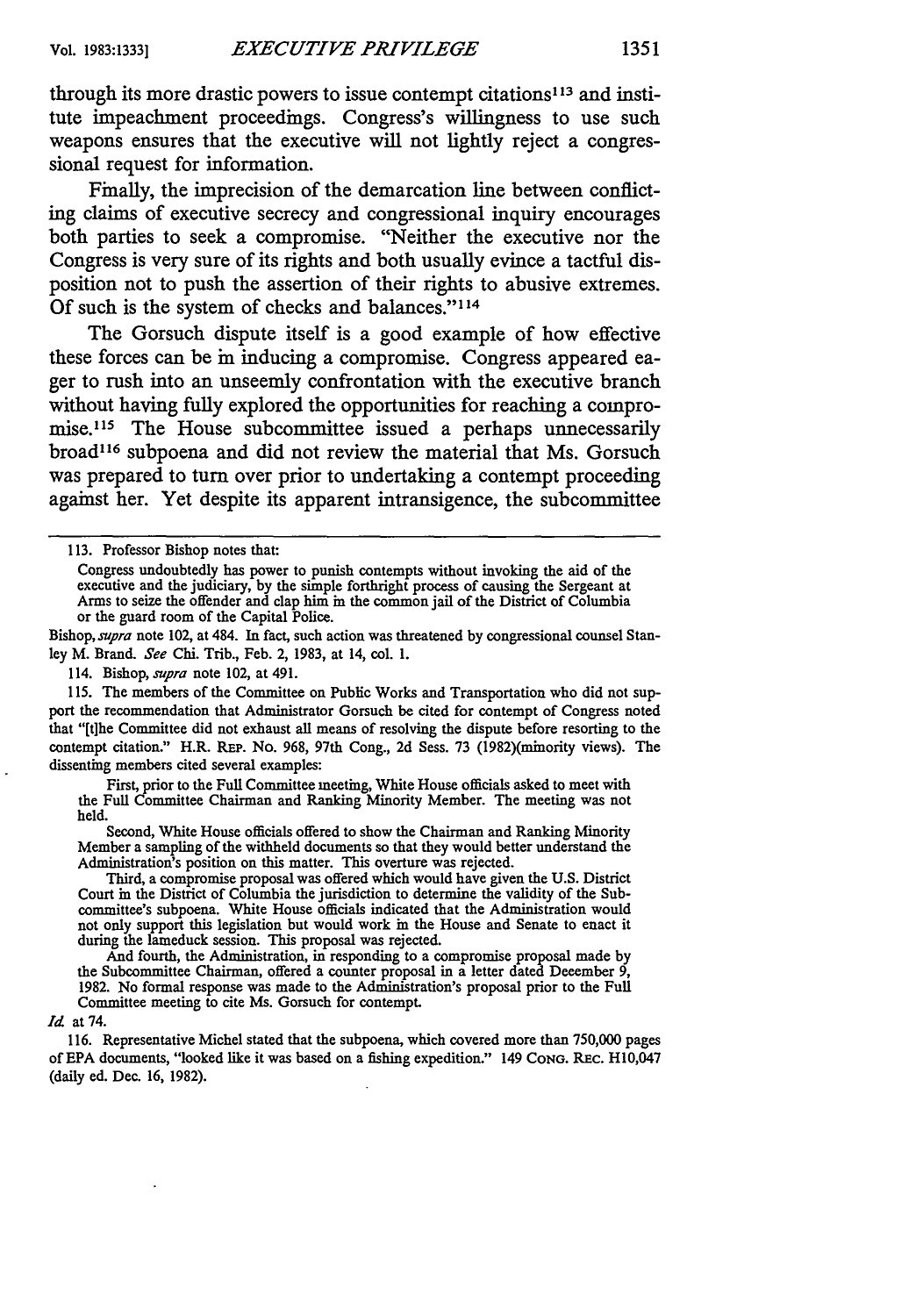through its more drastic powers to issue contempt citations[113] and institute impeachment proceedings. Congress's willingness to use such weapons ensures that the executive will not lightly reject a congressional request for information.

Finally, the imprecision of the demarcation line between conflicting claims of executive secrecy and congressional inquiry encourages both parties to seek a compromise. "Neither the executive nor the Congress is very sure of its rights and both usually evince a tactful disposition not to push the assertion of their rights to abusive extremes. Of such is the system of checks and balances."[114]

The Gorsuch dispute itself is a good example of how effective these forces can be in inducing a compromise. Congress appeared eager to rush into an unseemly confrontation with the executive branch without having fully explored the opportunities for reaching a compromise.[115] The House subcommittee issued a perhaps unnecessarily broad[116] subpoena and did not review the material that Ms. Gorsuch was prepared to turn over prior to undertaking a contempt proceeding against her. Yet despite its apparent intransigence, the subcommittee

---

113. Professor Bishop notes that:

> Congress undoubtedly has power to punish contempts without invoking the aid of the executive and the judiciary, by the simple forthright process of causing the Sergeant at Arms to seize the offender and clap him in the common jail of the District of Columbia or the guard room of the Capital Police.

Bishop, *supra* note 102, at 484. In fact, such action was threatened by congressional counsel Stanley M. Brand. *See* Chi. Trib., Feb. 2, 1983, at 14, col. 1.

114. Bishop, *supra* note 102, at 491.

115. The members of the Committee on Public Works and Transportation who did not support the recommendation that Administrator Gorsuch be cited for contempt of Congress noted that "[t]he Committee did not exhaust all means of resolving the dispute before resorting to the contempt citation." H.R. REP. No. 968, 97th Cong., 2d Sess. 73 (1982)(minority views). The dissenting members cited several examples:

> First, prior to the Full Committee meeting, White House officials asked to meet with the Full Committee Chairman and Ranking Minority Member. The meeting was not held.
>
> Second, White House officials offered to show the Chairman and Ranking Minority Member a sampling of the withheld documents so that they would better understand the Administration's position on this matter. This overture was rejected.
>
> Third, a compromise proposal was offered which would have given the U.S. District Court in the District of Columbia the jurisdiction to determine the validity of the Subcommittee's subpoena. White House officials indicated that the Administration would not only support this legislation but would work in the House and Senate to enact it during the lameduck session. This proposal was rejected.
>
> And fourth, the Administration, in responding to a compromise proposal made by the Subcommittee Chairman, offered a counter proposal in a letter dated December 9, 1982. No formal response was made to the Administration's proposal prior to the Full Committee meeting to cite Ms. Gorsuch for contempt.

*Id.* at 74.

116. Representative Michel stated that the subpoena, which covered more than 750,000 pages of EPA documents, "looked like it was based on a fishing expedition." 149 CONG. REC. H10,047 (daily ed. Dec. 16, 1982).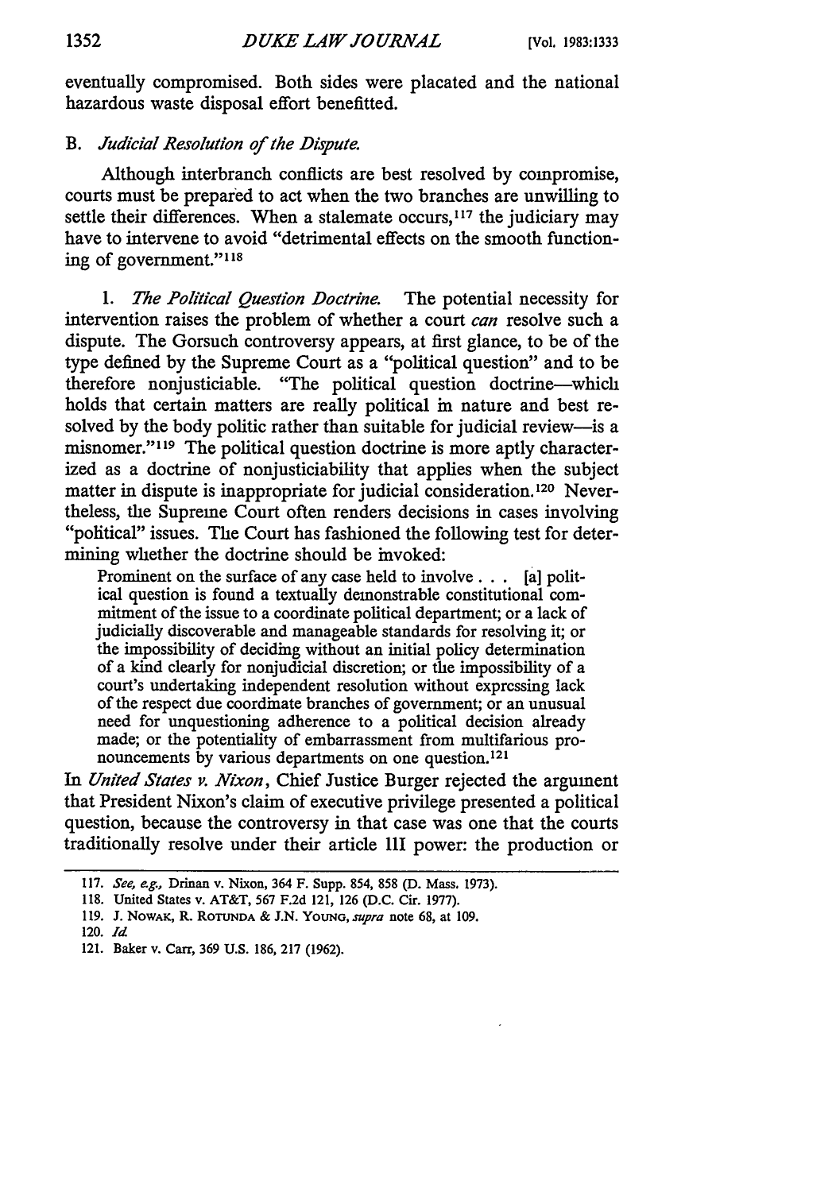eventually compromised. Both sides were placated and the national hazardous waste disposal effort benefitted.

### B. *Judicial Resolution of the Dispute.*

Although interbranch conflicts are best resolved by compromise, courts must be prepared to act when the two branches are unwilling to settle their differences. When a stalemate occurs,[117] the judiciary may have to intervene to avoid "detrimental effects on the smooth functioning of government."[118]

1. *The Political Question Doctrine.* The potential necessity for intervention raises the problem of whether a court *can* resolve such a dispute. The Gorsuch controversy appears, at first glance, to be of the type defined by the Supreme Court as a "political question" and to be therefore nonjusticiable. "The political question doctrine—which holds that certain matters are really political in nature and best resolved by the body politic rather than suitable for judicial review—is a misnomer."[119] The political question doctrine is more aptly characterized as a doctrine of nonjusticiability that applies when the subject matter in dispute is inappropriate for judicial consideration.[120] Nevertheless, the Supreme Court often renders decisions in cases involving "political" issues. The Court has fashioned the following test for determining whether the doctrine should be invoked:

> Prominent on the surface of any case held to involve . . . [a] political question is found a textually demonstrable constitutional commitment of the issue to a coordinate political department; or a lack of judicially discoverable and manageable standards for resolving it; or the impossibility of deciding without an initial policy determination of a kind clearly for nonjudicial discretion; or the impossibility of a court's undertaking independent resolution without expressing lack of the respect due coordinate branches of government; or an unusual need for unquestioning adherence to a political decision already made; or the potentiality of embarrassment from multifarious pronouncements by various departments on one question.[121]

In *United States v. Nixon*, Chief Justice Burger rejected the argument that President Nixon's claim of executive privilege presented a political question, because the controversy in that case was one that the courts traditionally resolve under their article III power: the production or

---

117. *See, e.g.*, Drinan v. Nixon, 364 F. Supp. 854, 858 (D. Mass. 1973).

118. United States v. AT&T, 567 F.2d 121, 126 (D.C. Cir. 1977).

119. J. NOWAK, R. ROTUNDA & J.N. YOUNG, *supra* note 68, at 109.

120. *Id.*

121. Baker v. Carr, 369 U.S. 186, 217 (1962).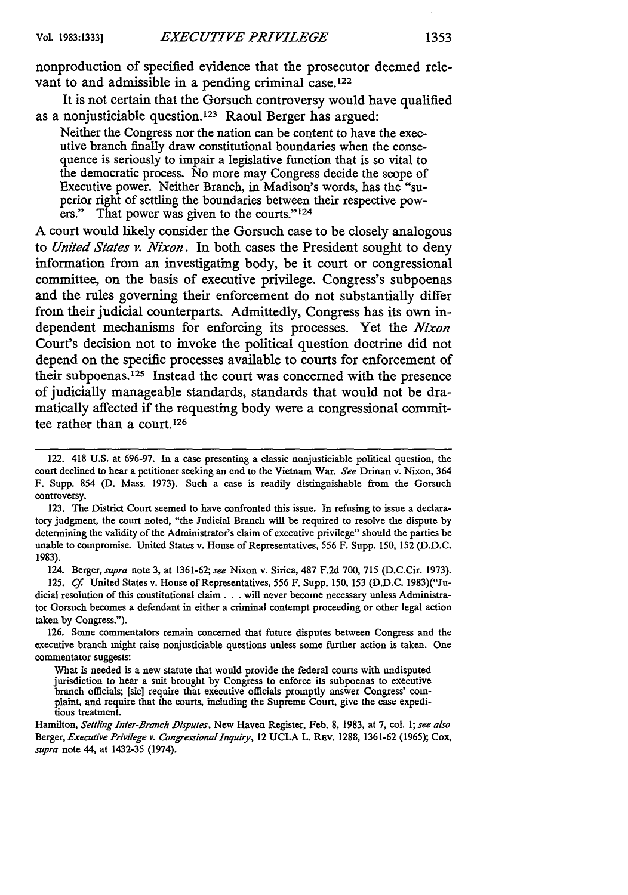nonproduction of specified evidence that the prosecutor deemed relevant to and admissible in a pending criminal case.[122]

It is not certain that the Gorsuch controversy would have qualified as a nonjusticiable question.[123] Raoul Berger has argued:

> Neither the Congress nor the nation can be content to have the executive branch finally draw constitutional boundaries when the consequence is seriously to impair a legislative function that is so vital to the democratic process. No more may Congress decide the scope of Executive power. Neither Branch, in Madison's words, has the "superior right of settling the boundaries between their respective powers." That power was given to the courts."[124]

A court would likely consider the Gorsuch case to be closely analogous to *United States v. Nixon*. In both cases the President sought to deny information from an investigating body, be it court or congressional committee, on the basis of executive privilege. Congress's subpoenas and the rules governing their enforcement do not substantially differ from their judicial counterparts. Admittedly, Congress has its own independent mechanisms for enforcing its processes. Yet the *Nixon* Court's decision not to invoke the political question doctrine did not depend on the specific processes available to courts for enforcement of their subpoenas.[125] Instead the court was concerned with the presence of judicially manageable standards, standards that would not be dramatically affected if the requesting body were a congressional committee rather than a court.[126]

---

122. 418 U.S. at 696-97. In a case presenting a classic nonjusticiable political question, the court declined to hear a petitioner seeking an end to the Vietnam War. *See* Drinan v. Nixon, 364 F. Supp. 854 (D. Mass. 1973). Such a case is readily distinguishable from the Gorsuch controversy.

123. The District Court seemed to have confronted this issue. In refusing to issue a declaratory judgment, the court noted, "the Judicial Branch will be required to resolve the dispute by determining the validity of the Administrator's claim of executive privilege" should the parties be unable to compromise. United States v. House of Representatives, 556 F. Supp. 150, 152 (D.D.C. 1983).

124. Berger, *supra* note 3, at 1361-62; *see* Nixon v. Sirica, 487 F.2d 700, 715 (D.C.Cir. 1973).

125. *Cf.* United States v. House of Representatives, 556 F. Supp. 150, 153 (D.D.C. 1983)("Judicial resolution of this constitutional claim . . . will never become necessary unless Administrator Gorsuch becomes a defendant in either a criminal contempt proceeding or other legal action taken by Congress.").

126. Some commentators remain concerned that future disputes between Congress and the executive branch might raise nonjusticiable questions unless some further action is taken. One commentator suggests:

> What is needed is a new statute that would provide the federal courts with undisputed jurisdiction to hear a suit brought by Congress to enforce its subpoenas to executive branch officials; [sic] require that executive officials promptly answer Congress' complaint, and require that the courts, including the Supreme Court, give the case expeditious treatment.

Hamilton, *Settling Inter-Branch Disputes*, New Haven Register, Feb. 8, 1983, at 7, col. 1; *see also* Berger, *Executive Privilege v. Congressional Inquiry*, 12 UCLA L. REV. 1288, 1361-62 (1965); Cox, *supra* note 44, at 1432-35 (1974).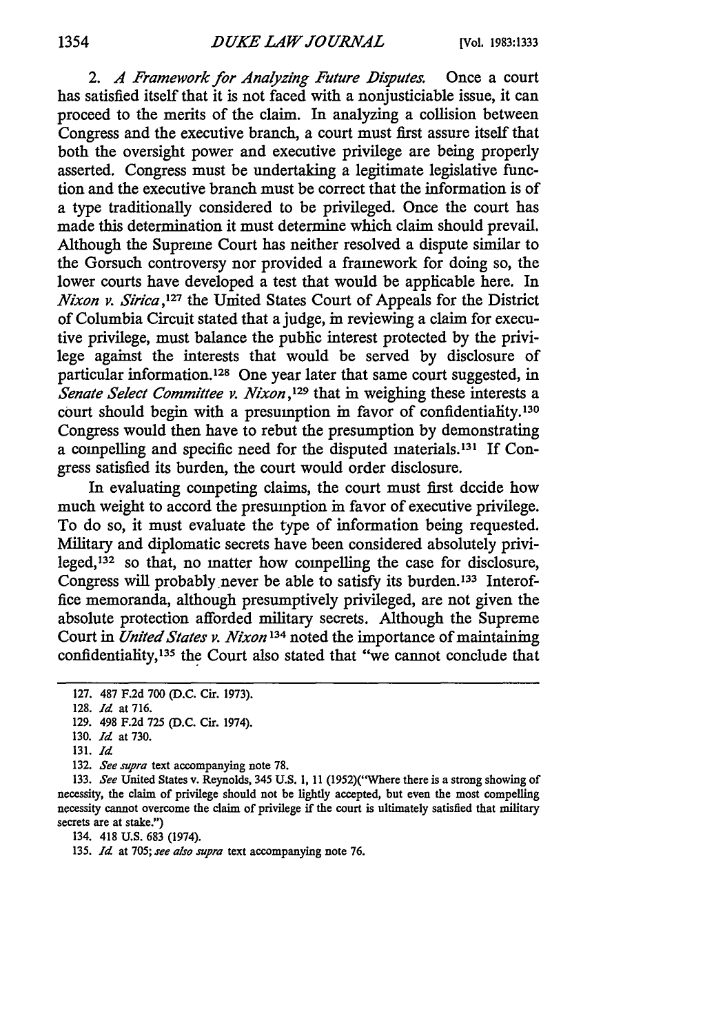2. *A Framework for Analyzing Future Disputes.* Once a court has satisfied itself that it is not faced with a nonjusticiable issue, it can proceed to the merits of the claim. In analyzing a collision between Congress and the executive branch, a court must first assure itself that both the oversight power and executive privilege are being properly asserted. Congress must be undertaking a legitimate legislative function and the executive branch must be correct that the information is of a type traditionally considered to be privileged. Once the court has made this determination it must determine which claim should prevail. Although the Supreme Court has neither resolved a dispute similar to the Gorsuch controversy nor provided a framework for doing so, the lower courts have developed a test that would be applicable here. In *Nixon v. Sirica*,[127] the United States Court of Appeals for the District of Columbia Circuit stated that a judge, in reviewing a claim for executive privilege, must balance the public interest protected by the privilege against the interests that would be served by disclosure of particular information.[128] One year later that same court suggested, in *Senate Select Committee v. Nixon*,[129] that in weighing these interests a court should begin with a presumption in favor of confidentiality.[130] Congress would then have to rebut the presumption by demonstrating a compelling and specific need for the disputed materials.[131] If Congress satisfied its burden, the court would order disclosure.

In evaluating competing claims, the court must first decide how much weight to accord the presumption in favor of executive privilege. To do so, it must evaluate the type of information being requested. Military and diplomatic secrets have been considered absolutely privileged,[132] so that, no matter how compelling the case for disclosure, Congress will probably never be able to satisfy its burden.[133] Interoffice memoranda, although presumptively privileged, are not given the absolute protection afforded military secrets. Although the Supreme Court in *United States v. Nixon*[134] noted the importance of maintaining confidentiality,[135] the Court also stated that "we cannot conclude that

127. 487 F.2d 700 (D.C. Cir. 1973).

128. *Id.* at 716.

129. 498 F.2d 725 (D.C. Cir. 1974).

130. *Id.* at 730.

131. *Id.*

132. *See supra* text accompanying note 78.

133. *See* United States v. Reynolds, 345 U.S. 1, 11 (1952)("Where there is a strong showing of necessity, the claim of privilege should not be lightly accepted, but even the most compelling necessity cannot overcome the claim of privilege if the court is ultimately satisfied that military secrets are at stake.")

134. 418 U.S. 683 (1974).

135. *Id.* at 705; *see also supra* text accompanying note 76.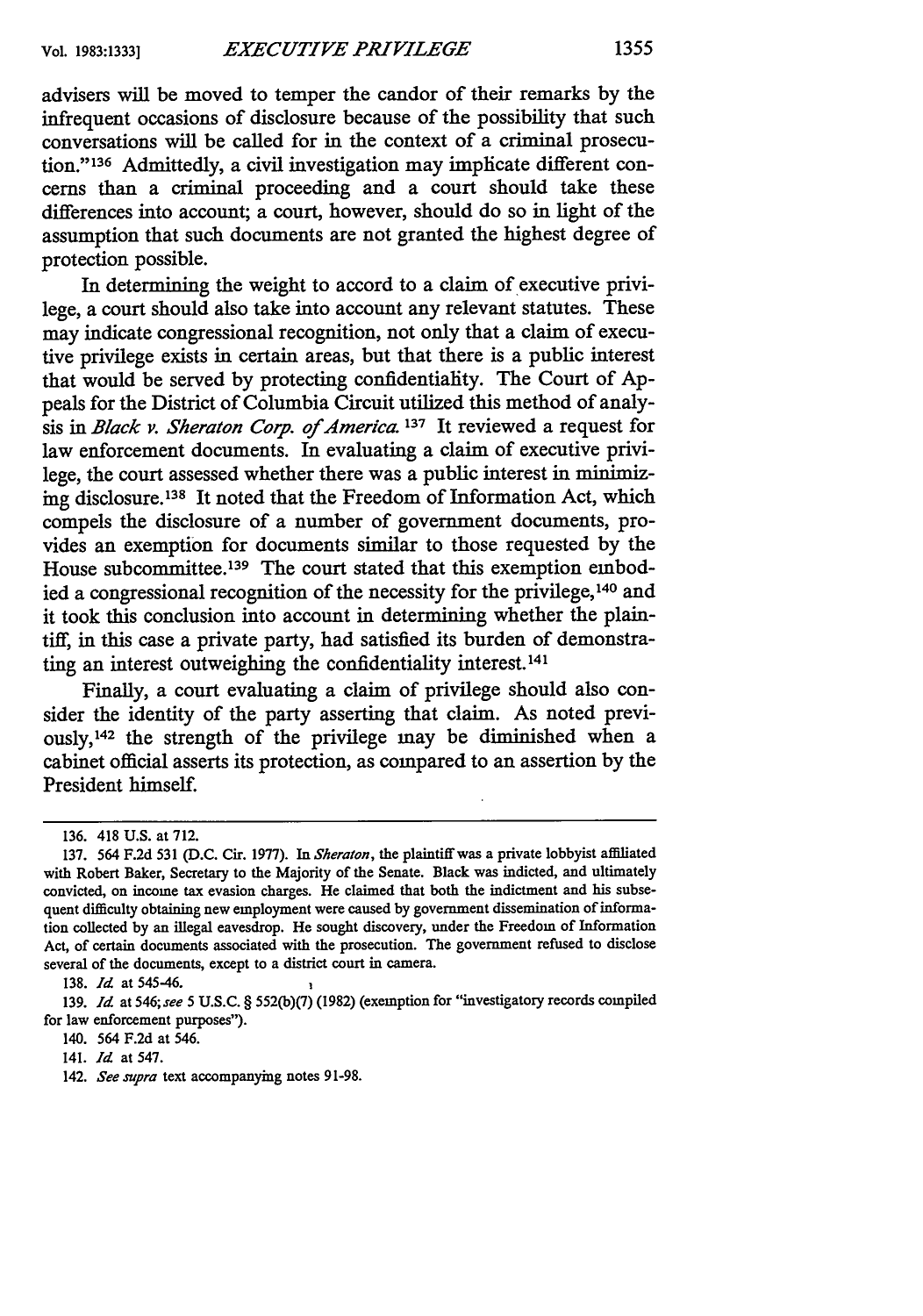advisers will be moved to temper the candor of their remarks by the infrequent occasions of disclosure because of the possibility that such conversations will be called for in the context of a criminal prosecution."[136] Admittedly, a civil investigation may implicate different concerns than a criminal proceeding and a court should take these differences into account; a court, however, should do so in light of the assumption that such documents are not granted the highest degree of protection possible.

In determining the weight to accord to a claim of executive privilege, a court should also take into account any relevant statutes. These may indicate congressional recognition, not only that a claim of executive privilege exists in certain areas, but that there is a public interest that would be served by protecting confidentiality. The Court of Appeals for the District of Columbia Circuit utilized this method of analysis in *Black v. Sheraton Corp. of America.*[137] It reviewed a request for law enforcement documents. In evaluating a claim of executive privilege, the court assessed whether there was a public interest in minimizing disclosure.[138] It noted that the Freedom of Information Act, which compels the disclosure of a number of government documents, provides an exemption for documents similar to those requested by the House subcommittee.[139] The court stated that this exemption embodied a congressional recognition of the necessity for the privilege,[140] and it took this conclusion into account in determining whether the plaintiff, in this case a private party, had satisfied its burden of demonstrating an interest outweighing the confidentiality interest.[141]

Finally, a court evaluating a claim of privilege should also consider the identity of the party asserting that claim. As noted previously,[142] the strength of the privilege may be diminished when a cabinet official asserts its protection, as compared to an assertion by the President himself.

---

136. 418 U.S. at 712.

137. 564 F.2d 531 (D.C. Cir. 1977). In *Sheraton*, the plaintiff was a private lobbyist affiliated with Robert Baker, Secretary to the Majority of the Senate. Black was indicted, and ultimately convicted, on income tax evasion charges. He claimed that both the indictment and his subsequent difficulty obtaining new employment were caused by government dissemination of information collected by an illegal eavesdrop. He sought discovery, under the Freedom of Information Act, of certain documents associated with the prosecution. The government refused to disclose several of the documents, except to a district court in camera.

138. *Id.* at 545-46.

139. *Id.* at 546; *see* 5 U.S.C. § 552(b)(7) (1982) (exemption for "investigatory records compiled for law enforcement purposes").

140. 564 F.2d at 546.

141. *Id.* at 547.

142. *See supra* text accompanying notes 91-98.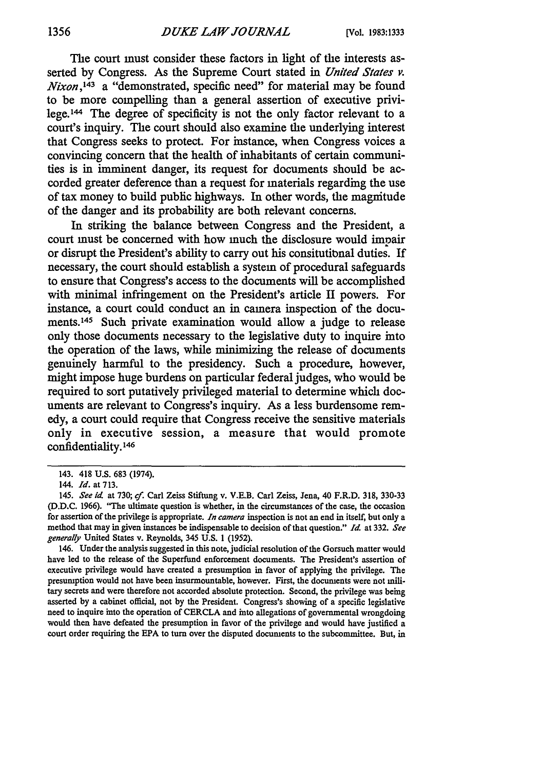The court must consider these factors in light of the interests asserted by Congress. As the Supreme Court stated in *United States v. Nixon*,[143] a "demonstrated, specific need" for material may be found to be more compelling than a general assertion of executive privilege.[144] The degree of specificity is not the only factor relevant to a court's inquiry. The court should also examine the underlying interest that Congress seeks to protect. For instance, when Congress voices a convincing concern that the health of inhabitants of certain communities is in imminent danger, its request for documents should be accorded greater deference than a request for materials regarding the use of tax money to build public highways. In other words, the magnitude of the danger and its probability are both relevant concerns.

In striking the balance between Congress and the President, a court must be concerned with how much the disclosure would impair or disrupt the President's ability to carry out his consitutional duties. If necessary, the court should establish a system of procedural safeguards to ensure that Congress's access to the documents will be accomplished with minimal infringement on the President's article II powers. For instance, a court could conduct an in camera inspection of the documents.[145] Such private examination would allow a judge to release only those documents necessary to the legislative duty to inquire into the operation of the laws, while minimizing the release of documents genuinely harmful to the presidency. Such a procedure, however, might impose huge burdens on particular federal judges, who would be required to sort putatively privileged material to determine which documents are relevant to Congress's inquiry. As a less burdensome remedy, a court could require that Congress receive the sensitive materials only in executive session, a measure that would promote confidentiality.[146]

---

143. 418 U.S. 683 (1974).

144. *Id.* at 713.

145. *See id.* at 730; *cf.* Carl Zeiss Stiftung v. V.E.B. Carl Zeiss, Jena, 40 F.R.D. 318, 330-33 (D.D.C. 1966). "The ultimate question is whether, in the circumstances of the case, the occasion for assertion of the privilege is appropriate. *In camera* inspection is not an end in itself, but only a method that may in given instances be indispensable to decision of that question." *Id.* at 332. *See generally* United States v. Reynolds, 345 U.S. 1 (1952).

146. Under the analysis suggested in this note, judicial resolution of the Gorsuch matter would have led to the release of the Superfund enforcement documents. The President's assertion of executive privilege would have created a presumption in favor of applying the privilege. The presumption would not have been insurmountable, however. First, the documents were not military secrets and were therefore not accorded absolute protection. Second, the privilege was being asserted by a cabinet official, not by the President. Congress's showing of a specific legislative need to inquire into the operation of CERCLA and into allegations of governmental wrongdoing would then have defeated the presumption in favor of the privilege and would have justified a court order requiring the EPA to turn over the disputed documents to the subcommittee. But, in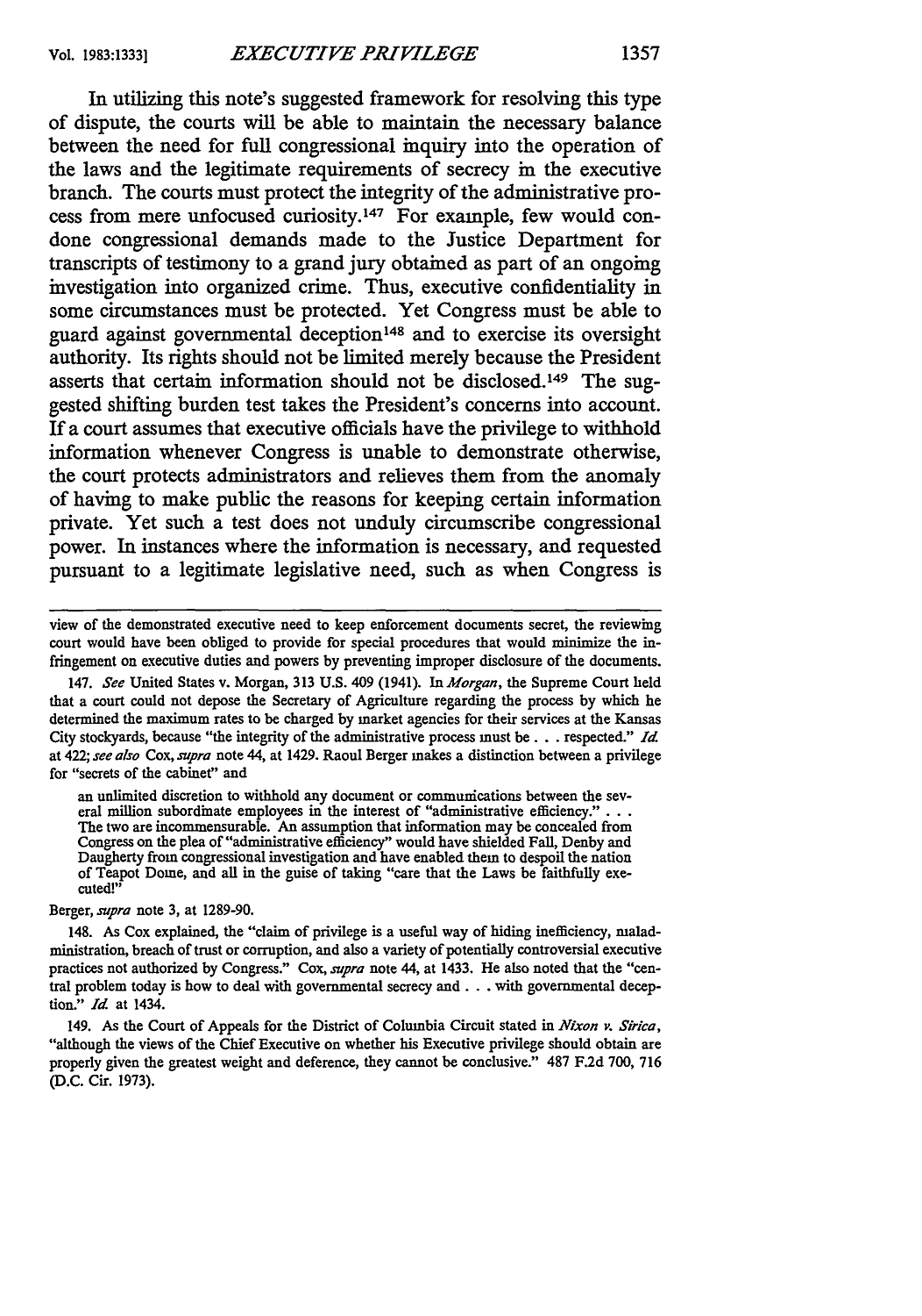In utilizing this note's suggested framework for resolving this type of dispute, the courts will be able to maintain the necessary balance between the need for full congressional inquiry into the operation of the laws and the legitimate requirements of secrecy in the executive branch. The courts must protect the integrity of the administrative process from mere unfocused curiosity.[147] For example, few would condone congressional demands made to the Justice Department for transcripts of testimony to a grand jury obtained as part of an ongoing investigation into organized crime. Thus, executive confidentiality in some circumstances must be protected. Yet Congress must be able to guard against governmental deception[148] and to exercise its oversight authority. Its rights should not be limited merely because the President asserts that certain information should not be disclosed.[149] The suggested shifting burden test takes the President's concerns into account. If a court assumes that executive officials have the privilege to withhold information whenever Congress is unable to demonstrate otherwise, the court protects administrators and relieves them from the anomaly of having to make public the reasons for keeping certain information private. Yet such a test does not unduly circumscribe congressional power. In instances where the information is necessary, and requested pursuant to a legitimate legislative need, such as when Congress is

---

view of the demonstrated executive need to keep enforcement documents secret, the reviewing court would have been obliged to provide for special procedures that would minimize the infringement on executive duties and powers by preventing improper disclosure of the documents.

147. *See* United States v. Morgan, 313 U.S. 409 (1941). In *Morgan*, the Supreme Court held that a court could not depose the Secretary of Agriculture regarding the process by which he determined the maximum rates to be charged by market agencies for their services at the Kansas City stockyards, because "the integrity of the administrative process must be . . . respected." *Id.* at 422; *see also* Cox, *supra* note 44, at 1429. Raoul Berger makes a distinction between a privilege for "secrets of the cabinet" and

> an unlimited discretion to withhold any document or communications between the several million subordinate employees in the interest of "administrative efficiency." . . . The two are incommensurable. An assumption that information may be concealed from Congress on the plea of "administrative efficiency" would have shielded Fall, Denby and Daugherty from congressional investigation and have enabled them to despoil the nation of Teapot Dome, and all in the guise of taking "care that the Laws be faithfully executed!"

Berger, *supra* note 3, at 1289-90.

148. As Cox explained, the "claim of privilege is a useful way of hiding inefficiency, maladministration, breach of trust or corruption, and also a variety of potentially controversial executive practices not authorized by Congress." Cox, *supra* note 44, at 1433. He also noted that the "central problem today is how to deal with governmental secrecy and . . . with governmental deception." *Id.* at 1434.

149. As the Court of Appeals for the District of Columbia Circuit stated in *Nixon v. Sirica*, "although the views of the Chief Executive on whether his Executive privilege should obtain are properly given the greatest weight and deference, they cannot be conclusive." 487 F.2d 700, 716 (D.C. Cir. 1973).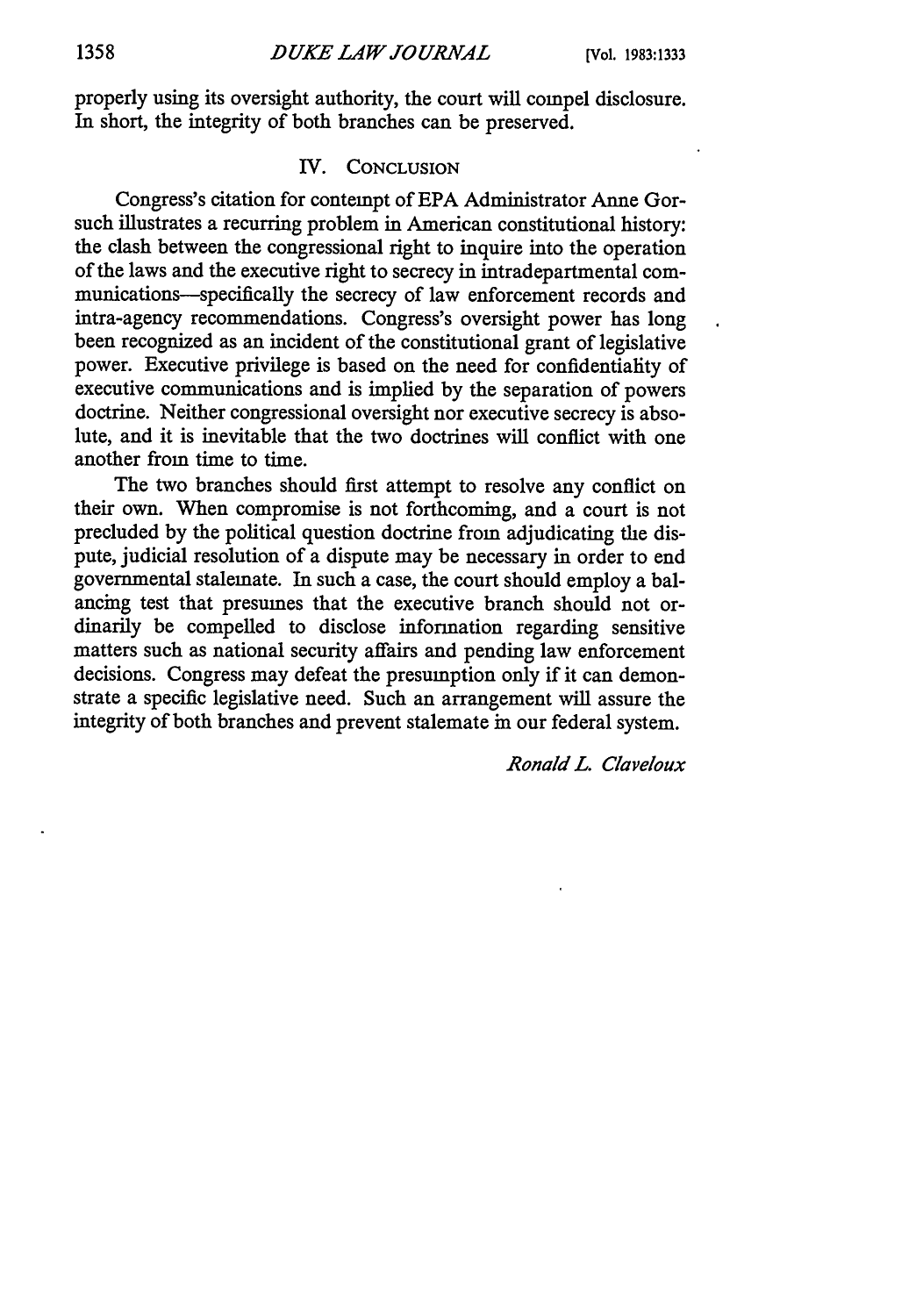properly using its oversight authority, the court will compel disclosure. In short, the integrity of both branches can be preserved.

## IV. Conclusion

Congress's citation for contempt of EPA Administrator Anne Gorsuch illustrates a recurring problem in American constitutional history: the clash between the congressional right to inquire into the operation of the laws and the executive right to secrecy in intradepartmental communications—specifically the secrecy of law enforcement records and intra-agency recommendations. Congress's oversight power has long been recognized as an incident of the constitutional grant of legislative power. Executive privilege is based on the need for confidentiality of executive communications and is implied by the separation of powers doctrine. Neither congressional oversight nor executive secrecy is absolute, and it is inevitable that the two doctrines will conflict with one another from time to time.

The two branches should first attempt to resolve any conflict on their own. When compromise is not forthcoming, and a court is not precluded by the political question doctrine from adjudicating the dispute, judicial resolution of a dispute may be necessary in order to end governmental stalemate. In such a case, the court should employ a balancing test that presumes that the executive branch should not ordinarily be compelled to disclose information regarding sensitive matters such as national security affairs and pending law enforcement decisions. Congress may defeat the presumption only if it can demonstrate a specific legislative need. Such an arrangement will assure the integrity of both branches and prevent stalemate in our federal system.

*Ronald L. Claveloux*